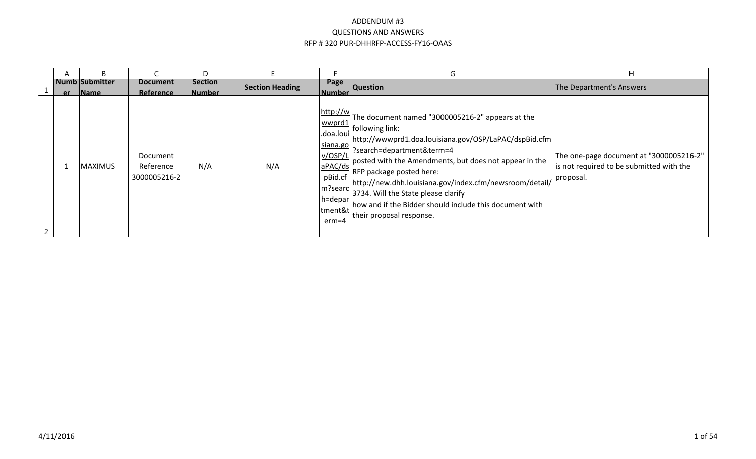# ADDENDUM #3
## QUESTIONS AND ANSWERS
## RFP # 320 PUR-DHHRFP-ACCESS-FY16-OAAS

| Number | Submitter Name | Document Reference | Section Number | Section Heading | Page Number | Question | The Department's Answers |
|---|---|---|---|---|---|---|---|
| 1 | MAXIMUS | Document Reference 3000005216-2 | N/A | N/A | http://wwwprd1.doa.louisiana.gov/OSP/LaPAC/dspBid.cfm?search=department&term=4 | The document named "3000005216-2" appears at the following link: http://wwwprd1.doa.louisiana.gov/OSP/LaPAC/dspBid.cfm?search=department&term=4 posted with the Amendments, but does not appear in the RFP package posted here: http://new.dhh.louisiana.gov/index.cfm/newsroom/detail/3734. Will the State please clarify how and if the Bidder should include this document with their proposal response. | The one-page document at "3000005216-2" is not required to be submitted with the proposal. |

4/11/2016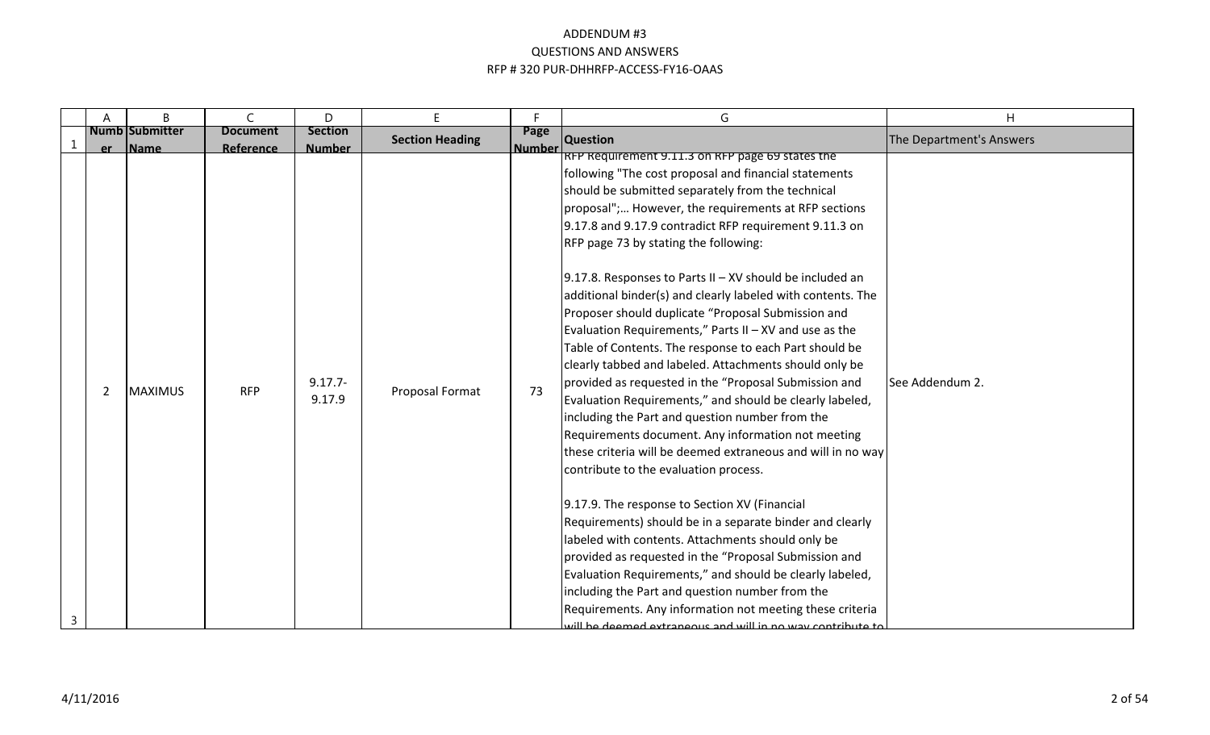# ADDENDUM #3
## QUESTIONS AND ANSWERS
## RFP # 320 PUR-DHHRFP-ACCESS-FY16-OAAS

| Number | Submitter Name | Document Reference | Section Number | Section Heading | Page Number | Question | The Department's Answers |
|---|---|---|---|---|---|---|---|
| 2 | MAXIMUS | RFP | 9.17.7-9.17.9 | Proposal Format | 73 | RFP Requirement 9.11.3 on RFP page 69 states the following "The cost proposal and financial statements should be submitted separately from the technical proposal";… However, the requirements at RFP sections 9.17.8 and 9.17.9 contradict RFP requirement 9.11.3 on RFP page 73 by stating the following:<br><br>9.17.8. Responses to Parts II – XV should be included an additional binder(s) and clearly labeled with contents. The Proposer should duplicate "Proposal Submission and Evaluation Requirements," Parts II – XV and use as the Table of Contents. The response to each Part should be clearly tabbed and labeled. Attachments should only be provided as requested in the "Proposal Submission and Evaluation Requirements," and should be clearly labeled, including the Part and question number from the Requirements document. Any information not meeting these criteria will be deemed extraneous and will in no way contribute to the evaluation process.<br><br>9.17.9. The response to Section XV (Financial Requirements) should be in a separate binder and clearly labeled with contents. Attachments should only be provided as requested in the "Proposal Submission and Evaluation Requirements," and should be clearly labeled, including the Part and question number from the Requirements. Any information not meeting these criteria will be deemed extraneous and will in no way contribute to | See Addendum 2. |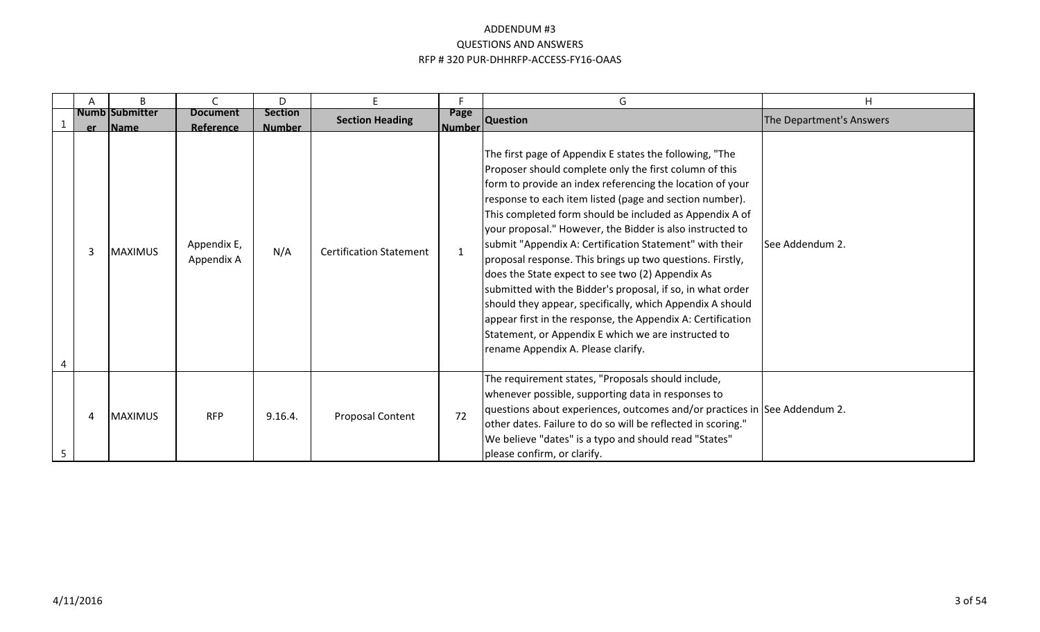# ADDENDUM #3
## QUESTIONS AND ANSWERS
## RFP # 320 PUR-DHHRFP-ACCESS-FY16-OAAS

| | A | B | C | D | E | F | G | H |
|---|---|---|---|---|---|---|---|---|
| 1 | Number | Submitter Name | Document Reference | Section Number | Section Heading | Page Number | Question | The Department's Answers |
| 4 | 3 | MAXIMUS | Appendix E, Appendix A | N/A | Certification Statement | 1 | The first page of Appendix E states the following, "The Proposer should complete only the first column of this form to provide an index referencing the location of your response to each item listed (page and section number). This completed form should be included as Appendix A of your proposal." However, the Bidder is also instructed to submit "Appendix A: Certification Statement" with their proposal response. This brings up two questions. Firstly, does the State expect to see two (2) Appendix As submitted with the Bidder's proposal, if so, in what order should they appear, specifically, which Appendix A should appear first in the response, the Appendix A: Certification Statement, or Appendix E which we are instructed to rename Appendix A. Please clarify. | See Addendum 2. |
| 5 | 4 | MAXIMUS | RFP | 9.16.4. | Proposal Content | 72 | The requirement states, "Proposals should include, whenever possible, supporting data in responses to questions about experiences, outcomes and/or practices in other dates. Failure to do so will be reflected in scoring." We believe "dates" is a typo and should read "States" please confirm, or clarify. | See Addendum 2. |

4/11/2016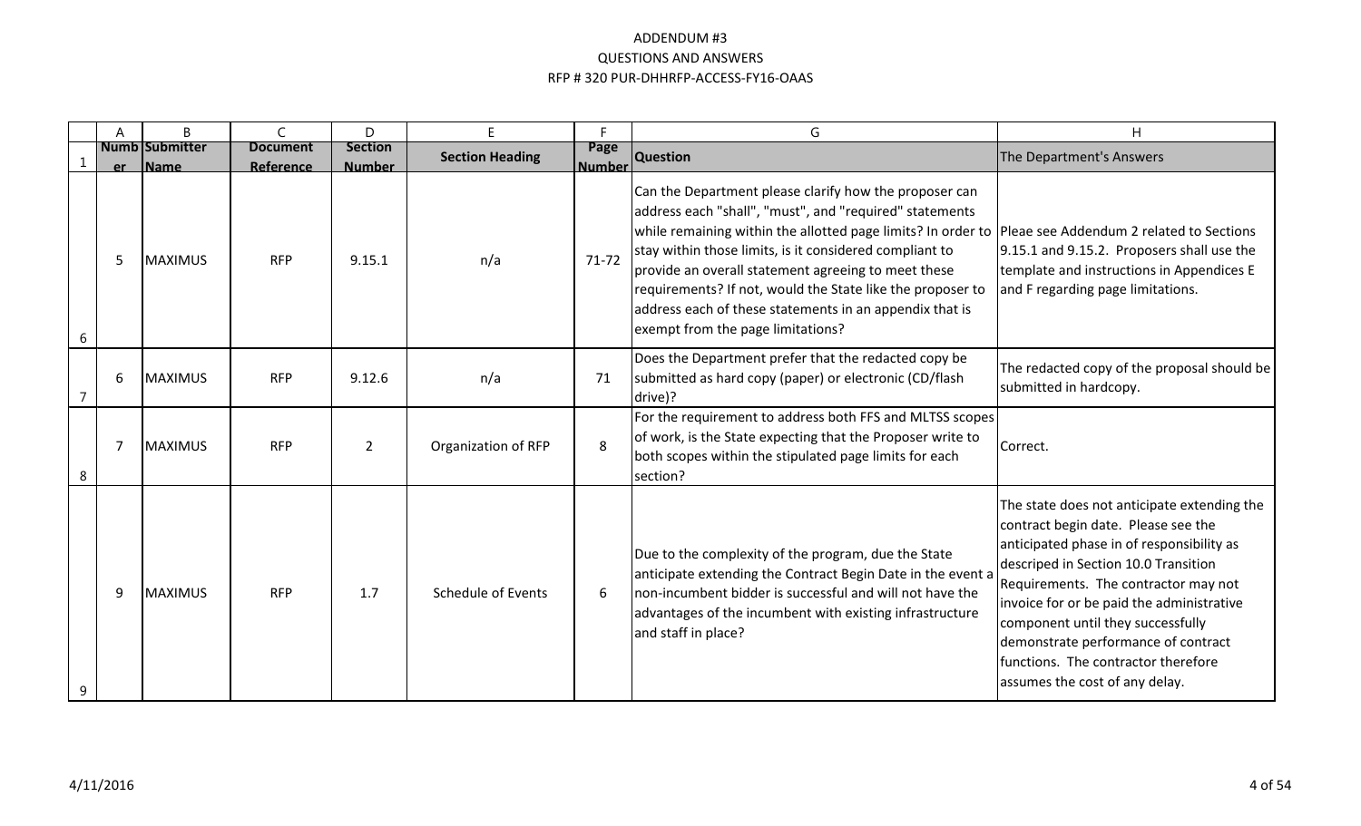ADDENDUM #3
QUESTIONS AND ANSWERS
RFP # 320 PUR-DHHRFP-ACCESS-FY16-OAAS

| | A | B | C | D | E | F | G | H |
|---|---|---|---|---|---|---|---|---|
| 1 | Number | Submitter Name | Document Reference | Section Number | Section Heading | Page Number | Question | The Department's Answers |
| 6 | 5 | MAXIMUS | RFP | 9.15.1 | n/a | 71-72 | Can the Department please clarify how the proposer can address each "shall", "must", and "required" statements while remaining within the allotted page limits? In order to stay within those limits, is it considered compliant to provide an overall statement agreeing to meet these requirements? If not, would the State like the proposer to address each of these statements in an appendix that is exempt from the page limitations? | Pleae see Addendum 2 related to Sections 9.15.1 and 9.15.2. Proposers shall use the template and instructions in Appendices E and F regarding page limitations. |
| 7 | 6 | MAXIMUS | RFP | 9.12.6 | n/a | 71 | Does the Department prefer that the redacted copy be submitted as hard copy (paper) or electronic (CD/flash drive)? | The redacted copy of the proposal should be submitted in hardcopy. |
| 8 | 7 | MAXIMUS | RFP | 2 | Organization of RFP | 8 | For the requirement to address both FFS and MLTSS scopes of work, is the State expecting that the Proposer write to both scopes within the stipulated page limits for each section? | Correct. |
| 9 | 9 | MAXIMUS | RFP | 1.7 | Schedule of Events | 6 | Due to the complexity of the program, due the State anticipate extending the Contract Begin Date in the event a non-incumbent bidder is successful and will not have the advantages of the incumbent with existing infrastructure and staff in place? | The state does not anticipate extending the contract begin date. Please see the anticipated phase in of responsibility as descriped in Section 10.0 Transition Requirements. The contractor may not invoice for or be paid the administrative component until they successfully demonstrate performance of contract functions. The contractor therefore assumes the cost of any delay. |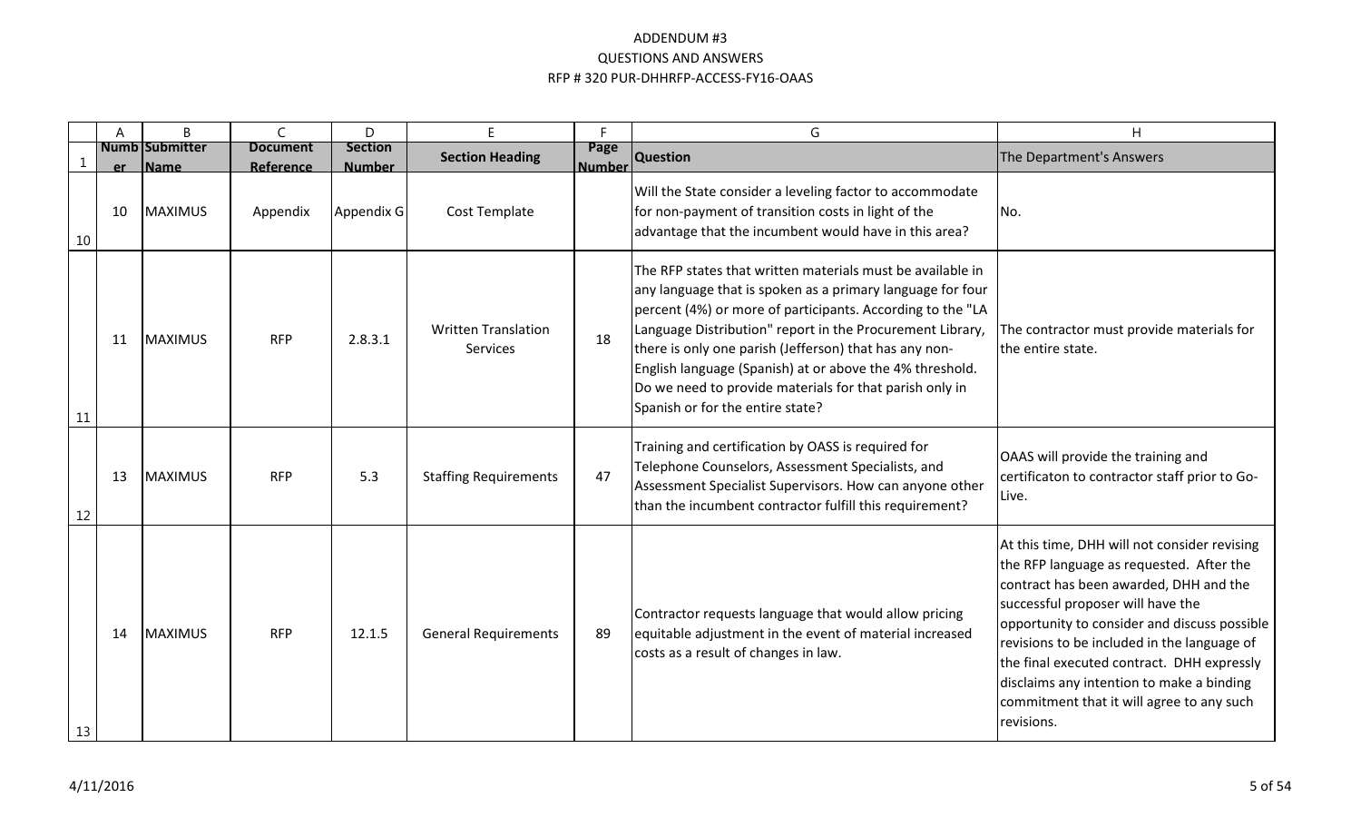# ADDENDUM #3
## QUESTIONS AND ANSWERS
## RFP # 320 PUR-DHHRFP-ACCESS-FY16-OAAS

| | A | B | C | D | E | F | G | H |
|---|---|---|---|---|---|---|---|---|
| 1 | Number | Submitter Name | Document Reference | Section Number | Section Heading | Page Number | Question | The Department's Answers |
| 10 | 10 | MAXIMUS | Appendix | Appendix G | Cost Template | | Will the State consider a leveling factor to accommodate for non-payment of transition costs in light of the advantage that the incumbent would have in this area? | No. |
| 11 | 11 | MAXIMUS | RFP | 2.8.3.1 | Written Translation Services | 18 | The RFP states that written materials must be available in any language that is spoken as a primary language for four percent (4%) or more of participants. According to the "LA Language Distribution" report in the Procurement Library, there is only one parish (Jefferson) that has any non-English language (Spanish) at or above the 4% threshold. Do we need to provide materials for that parish only in Spanish or for the entire state? | The contractor must provide materials for the entire state. |
| 12 | 13 | MAXIMUS | RFP | 5.3 | Staffing Requirements | 47 | Training and certification by OASS is required for Telephone Counselors, Assessment Specialists, and Assessment Specialist Supervisors. How can anyone other than the incumbent contractor fulfill this requirement? | OAAS will provide the training and certificaton to contractor staff prior to Go-Live. |
| 13 | 14 | MAXIMUS | RFP | 12.1.5 | General Requirements | 89 | Contractor requests language that would allow pricing equitable adjustment in the event of material increased costs as a result of changes in law. | At this time, DHH will not consider revising the RFP language as requested. After the contract has been awarded, DHH and the successful proposer will have the opportunity to consider and discuss possible revisions to be included in the language of the final executed contract. DHH expressly disclaims any intention to make a binding commitment that it will agree to any such revisions. |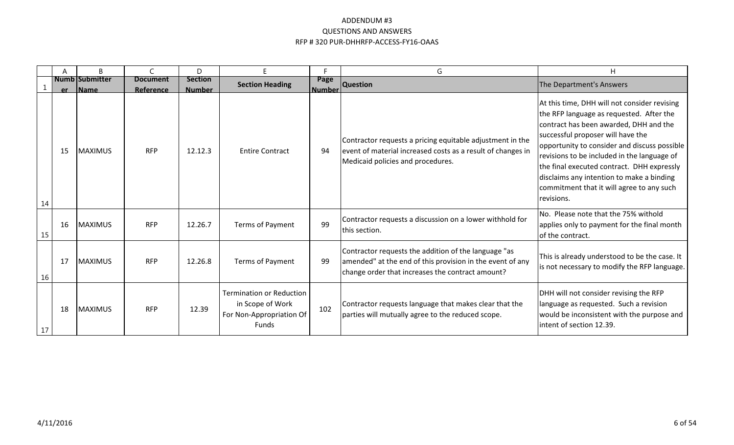# ADDENDUM #3
## QUESTIONS AND ANSWERS
## RFP # 320 PUR-DHHRFP-ACCESS-FY16-OAAS

| | A | B | C | D | E | F | G | H |
|---|---|---|---|---|---|---|---|---|
| 1 | Number | Submitter Name | Document Reference | Section Number | Section Heading | Page Number | Question | The Department's Answers |
| 14 | 15 | MAXIMUS | RFP | 12.12.3 | Entire Contract | 94 | Contractor requests a pricing equitable adjustment in the event of material increased costs as a result of changes in Medicaid policies and procedures. | At this time, DHH will not consider revising the RFP language as requested. After the contract has been awarded, DHH and the successful proposer will have the opportunity to consider and discuss possible revisions to be included in the language of the final executed contract. DHH expressly disclaims any intention to make a binding commitment that it will agree to any such revisions. |
| 15 | 16 | MAXIMUS | RFP | 12.26.7 | Terms of Payment | 99 | Contractor requests a discussion on a lower withhold for this section. | No. Please note that the 75% withold applies only to payment for the final month of the contract. |
| 16 | 17 | MAXIMUS | RFP | 12.26.8 | Terms of Payment | 99 | Contractor requests the addition of the language "as amended" at the end of this provision in the event of any change order that increases the contract amount? | This is already understood to be the case. It is not necessary to modify the RFP language. |
| 17 | 18 | MAXIMUS | RFP | 12.39 | Termination or Reduction in Scope of Work For Non-Appropriation Of Funds | 102 | Contractor requests language that makes clear that the parties will mutually agree to the reduced scope. | DHH will not consider revising the RFP language as requested. Such a revision would be inconsistent with the purpose and intent of section 12.39. |

4/11/2016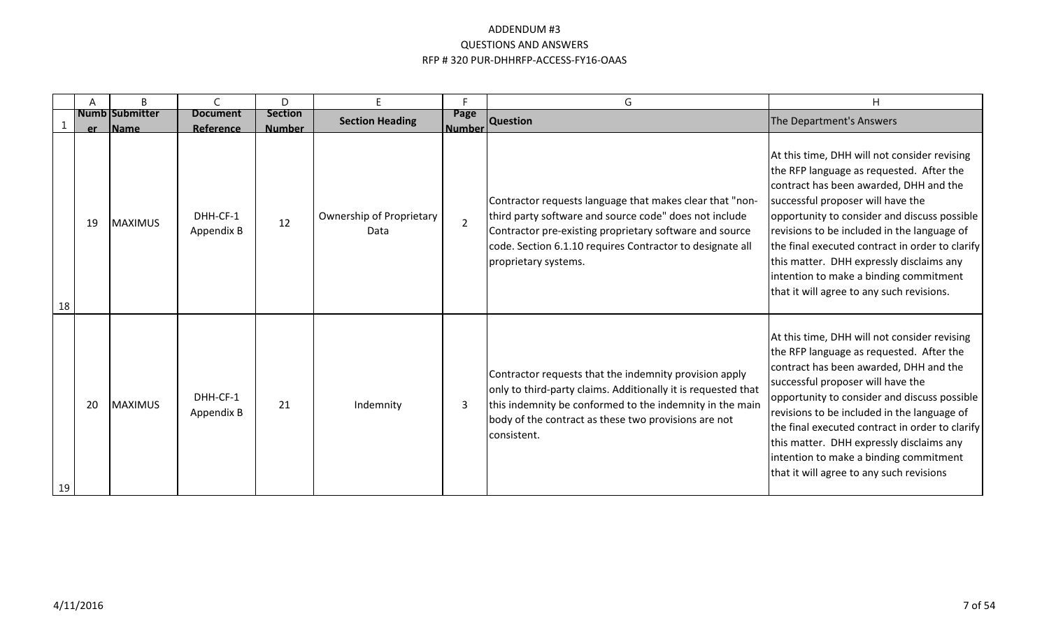ADDENDUM #3
QUESTIONS AND ANSWERS
RFP # 320 PUR-DHHRFP-ACCESS-FY16-OAAS

| | A | B | C | D | E | F | G | H |
|---|---|---|---|---|---|---|---|---|
| 1 | Number | Submitter Name | Document Reference | Section Number | Section Heading | Page Number | Question | The Department's Answers |
| 18 | 19 | MAXIMUS | DHH-CF-1 Appendix B | 12 | Ownership of Proprietary Data | 2 | Contractor requests language that makes clear that "non-third party software and source code" does not include Contractor pre-existing proprietary software and source code. Section 6.1.10 requires Contractor to designate all proprietary systems. | At this time, DHH will not consider revising the RFP language as requested. After the contract has been awarded, DHH and the successful proposer will have the opportunity to consider and discuss possible revisions to be included in the language of the final executed contract in order to clarify this matter. DHH expressly disclaims any intention to make a binding commitment that it will agree to any such revisions. |
| 19 | 20 | MAXIMUS | DHH-CF-1 Appendix B | 21 | Indemnity | 3 | Contractor requests that the indemnity provision apply only to third-party claims. Additionally it is requested that this indemnity be conformed to the indemnity in the main body of the contract as these two provisions are not consistent. | At this time, DHH will not consider revising the RFP language as requested. After the contract has been awarded, DHH and the successful proposer will have the opportunity to consider and discuss possible revisions to be included in the language of the final executed contract in order to clarify this matter. DHH expressly disclaims any intention to make a binding commitment that it will agree to any such revisions |

4/11/2016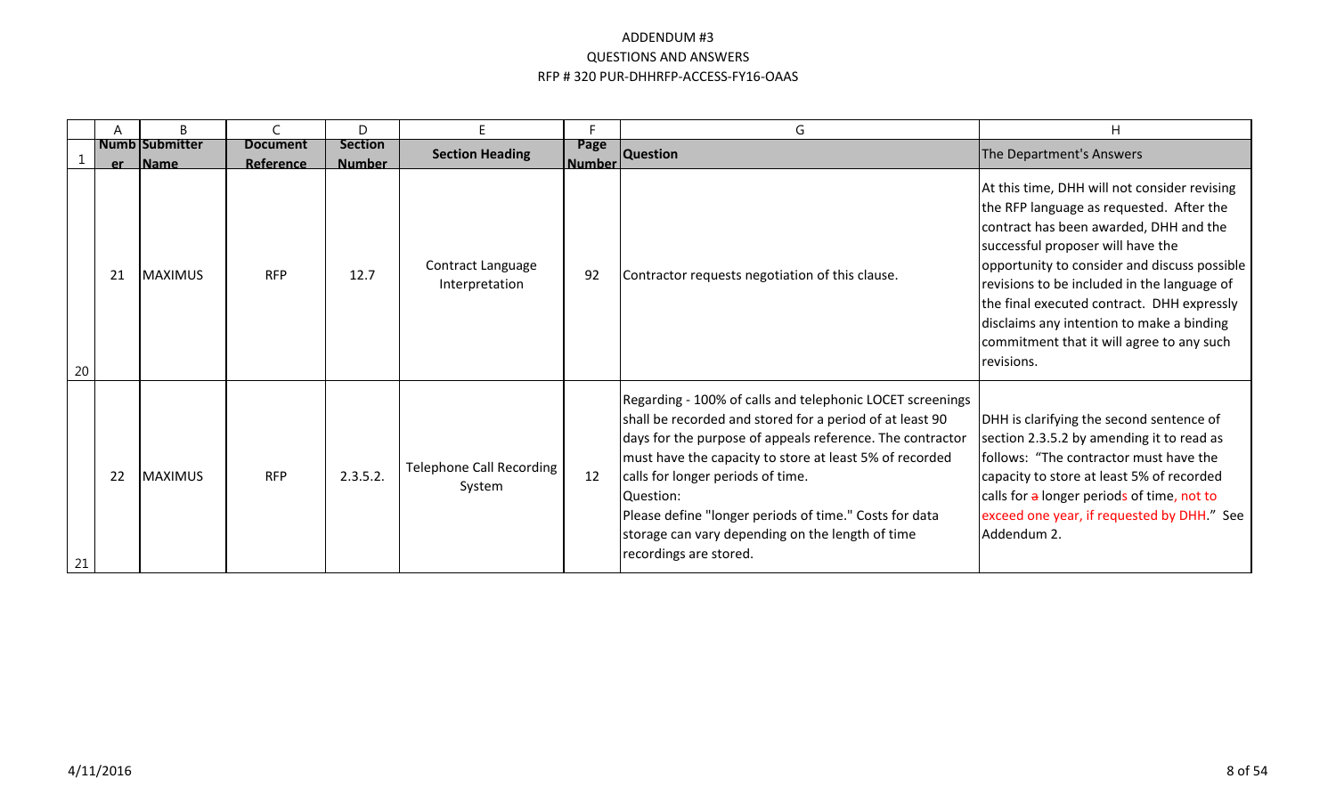# ADDENDUM #3
## QUESTIONS AND ANSWERS
## RFP # 320 PUR-DHHRFP-ACCESS-FY16-OAAS

| | A | B | C | D | E | F | G | H |
|---|---|---|---|---|---|---|---|---|
| 1 | Number | Submitter Name | Document Reference | Section Number | Section Heading | Page Number | Question | The Department's Answers |
| 20 | 21 | MAXIMUS | RFP | 12.7 | Contract Language Interpretation | 92 | Contractor requests negotiation of this clause. | At this time, DHH will not consider revising the RFP language as requested. After the contract has been awarded, DHH and the successful proposer will have the opportunity to consider and discuss possible revisions to be included in the language of the final executed contract. DHH expressly disclaims any intention to make a binding commitment that it will agree to any such revisions. |
| 21 | 22 | MAXIMUS | RFP | 2.3.5.2. | Telephone Call Recording System | 12 | Regarding - 100% of calls and telephonic LOCET screenings shall be recorded and stored for a period of at least 90 days for the purpose of appeals reference. The contractor must have the capacity to store at least 5% of recorded calls for longer periods of time.<br>Question:<br>Please define "longer periods of time." Costs for data storage can vary depending on the length of time recordings are stored. | DHH is clarifying the second sentence of section 2.3.5.2 by amending it to read as follows: "The contractor must have the capacity to store at least 5% of recorded calls for ~~a~~ longer periods of time, not to exceed one year, if requested by DHH." See Addendum 2. |

4/11/2016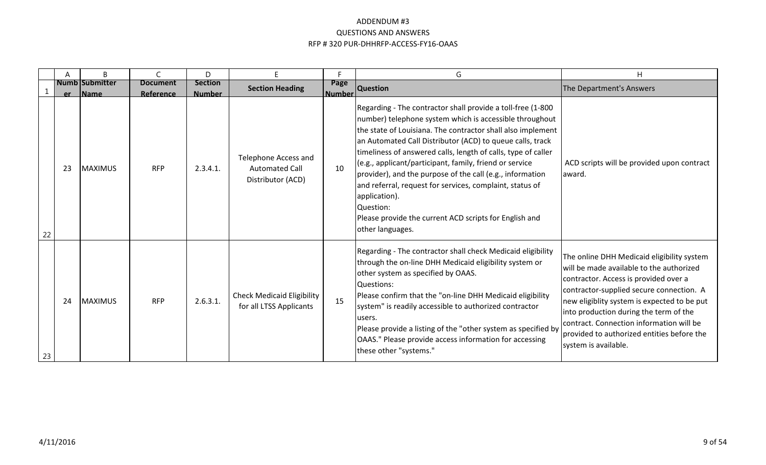# ADDENDUM #3
## QUESTIONS AND ANSWERS
## RFP # 320 PUR-DHHRFP-ACCESS-FY16-OAAS

| | A | B | C | D | E | F | G | H |
|---|---|---|---|---|---|---|---|---|
| 1 | Number | Submitter Name | Document Reference | Section Number | Section Heading | Page Number | Question | The Department's Answers |
| 22 | 23 | MAXIMUS | RFP | 2.3.4.1. | Telephone Access and Automated Call Distributor (ACD) | 10 | Regarding - The contractor shall provide a toll-free (1-800 number) telephone system which is accessible throughout the state of Louisiana. The contractor shall also implement an Automated Call Distributor (ACD) to queue calls, track timeliness of answered calls, length of calls, type of caller (e.g., applicant/participant, family, friend or service provider), and the purpose of the call (e.g., information and referral, request for services, complaint, status of application).<br>Question:<br>Please provide the current ACD scripts for English and other languages. | ACD scripts will be provided upon contract award. |
| 23 | 24 | MAXIMUS | RFP | 2.6.3.1. | Check Medicaid Eligibility for LTSS Applicants | 15 | Regarding - The contractor shall check Medicaid eligibility through the on-line DHH Medicaid eligibility system or other system as specified by OAAS.<br>Questions:<br>Please confirm that the "on-line DHH Medicaid eligibility system" is readily accessible to authorized contractor users.<br>Please provide a listing of the "other system as specified by OAAS." Please provide access information for accessing these other "systems." | The online DHH Medicaid eligibility system will be made available to the authorized contractor. Access is provided over a contractor-supplied secure connection. A new eligiblity system is expected to be put into production during the term of the contract. Connection information will be provided to authorized entities before the system is available. |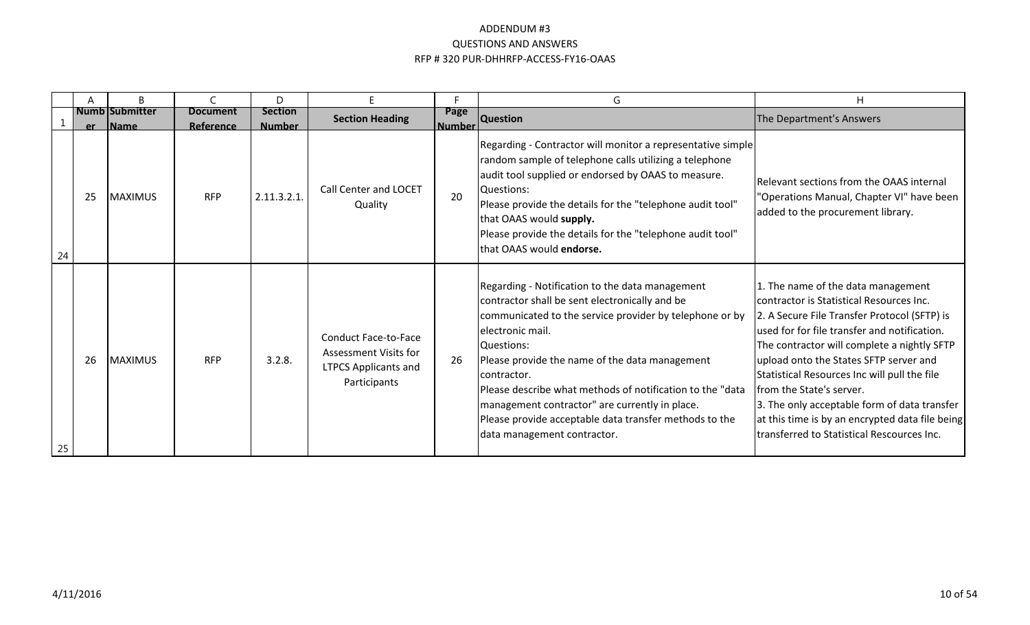# ADDENDUM #3
## QUESTIONS AND ANSWERS
## RFP # 320 PUR-DHHRFP-ACCESS-FY16-OAAS

| | A | B | C | D | E | F | G | H |
|---|---|---|---|---|---|---|---|---|
| 1 | Number | Submitter Name | Document Reference | Section Number | Section Heading | Page Number | Question | The Department's Answers |
| 24 | 25 | MAXIMUS | RFP | 2.11.3.2.1. | Call Center and LOCET Quality | 20 | Regarding - Contractor will monitor a representative simple random sample of telephone calls utilizing a telephone audit tool supplied or endorsed by OAAS to measure.<br>Questions:<br>Please provide the details for the "telephone audit tool" that OAAS would **supply.**<br>Please provide the details for the "telephone audit tool" that OAAS would **endorse.** | Relevant sections from the OAAS internal "Operations Manual, Chapter VI" have been added to the procurement library. |
| 25 | 26 | MAXIMUS | RFP | 3.2.8. | Conduct Face-to-Face Assessment Visits for LTPCS Applicants and Participants | 26 | Regarding - Notification to the data management contractor shall be sent electronically and be communicated to the service provider by telephone or by electronic mail.<br>Questions:<br>Please provide the name of the data management contractor.<br>Please describe what methods of notification to the "data management contractor" are currently in place.<br>Please provide acceptable data transfer methods to the data management contractor. | 1. The name of the data management contractor is Statistical Resources Inc.<br>2. A Secure File Transfer Protocol (SFTP) is used for for file transfer and notification. The contractor will complete a nightly SFTP upload onto the States SFTP server and Statistical Resources Inc will pull the file from the State's server.<br>3. The only acceptable form of data transfer at this time is by an encrypted data file being transferred to Statistical Rescources Inc. |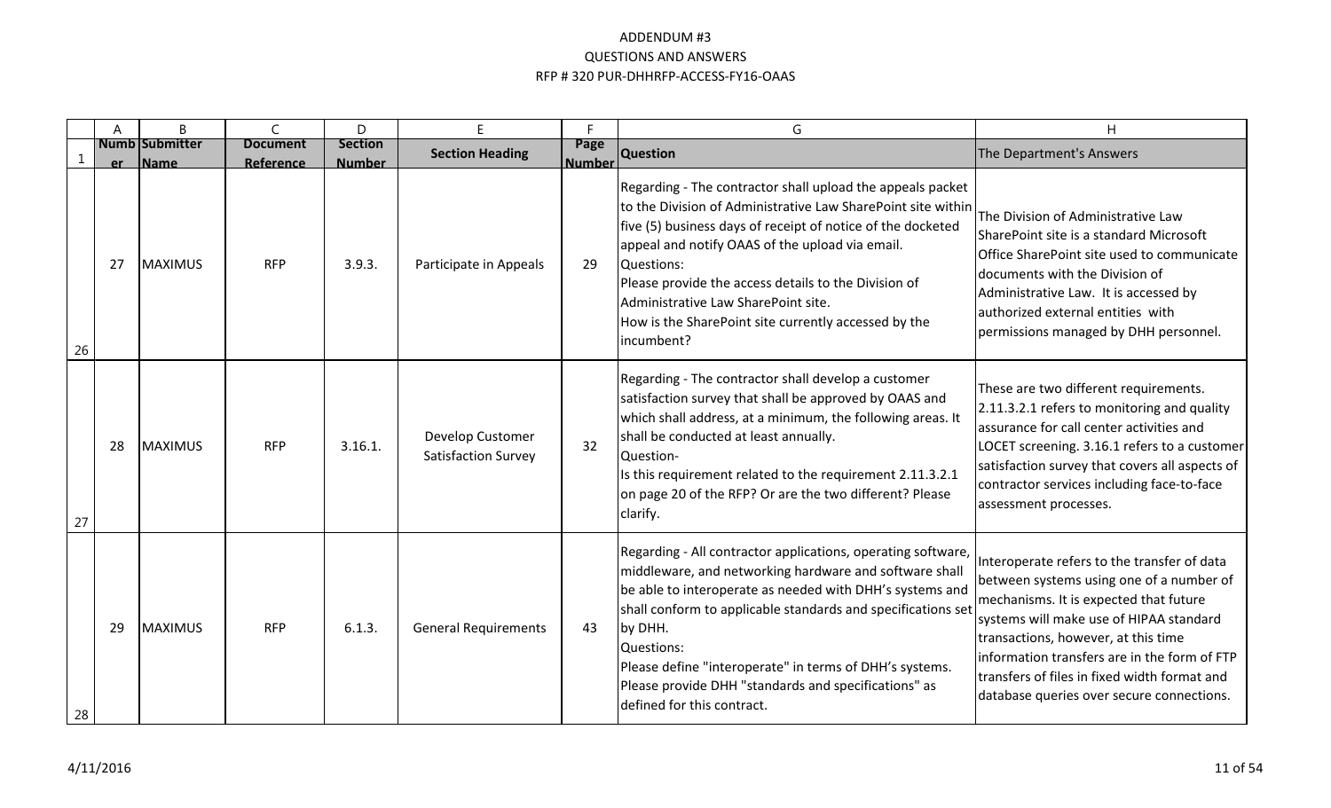ADDENDUM #3
QUESTIONS AND ANSWERS
RFP # 320 PUR-DHHRFP-ACCESS-FY16-OAAS

| | A | B | C | D | E | F | G | H |
|---|---|---|---|---|---|---|---|---|
| 1 | Number | Submitter Name | Document Reference | Section Number | Section Heading | Page Number | Question | The Department's Answers |
| 26 | 27 | MAXIMUS | RFP | 3.9.3. | Participate in Appeals | 29 | Regarding - The contractor shall upload the appeals packet to the Division of Administrative Law SharePoint site within five (5) business days of receipt of notice of the docketed appeal and notify OAAS of the upload via email.<br>Questions:<br>Please provide the access details to the Division of Administrative Law SharePoint site.<br>How is the SharePoint site currently accessed by the incumbent? | The Division of Administrative Law SharePoint site is a standard Microsoft Office SharePoint site used to communicate documents with the Division of Administrative Law. It is accessed by authorized external entities with permissions managed by DHH personnel. |
| 27 | 28 | MAXIMUS | RFP | 3.16.1. | Develop Customer Satisfaction Survey | 32 | Regarding - The contractor shall develop a customer satisfaction survey that shall be approved by OAAS and which shall address, at a minimum, the following areas. It shall be conducted at least annually.<br>Question-<br>Is this requirement related to the requirement 2.11.3.2.1 on page 20 of the RFP? Or are the two different? Please clarify. | These are two different requirements. 2.11.3.2.1 refers to monitoring and quality assurance for call center activities and LOCET screening. 3.16.1 refers to a customer satisfaction survey that covers all aspects of contractor services including face-to-face assessment processes. |
| 28 | 29 | MAXIMUS | RFP | 6.1.3. | General Requirements | 43 | Regarding - All contractor applications, operating software, middleware, and networking hardware and software shall be able to interoperate as needed with DHH's systems and shall conform to applicable standards and specifications set by DHH.<br>Questions:<br>Please define "interoperate" in terms of DHH's systems.<br>Please provide DHH "standards and specifications" as defined for this contract. | Interoperate refers to the transfer of data between systems using one of a number of mechanisms. It is expected that future systems will make use of HIPAA standard transactions, however, at this time information transfers are in the form of FTP transfers of files in fixed width format and database queries over secure connections. |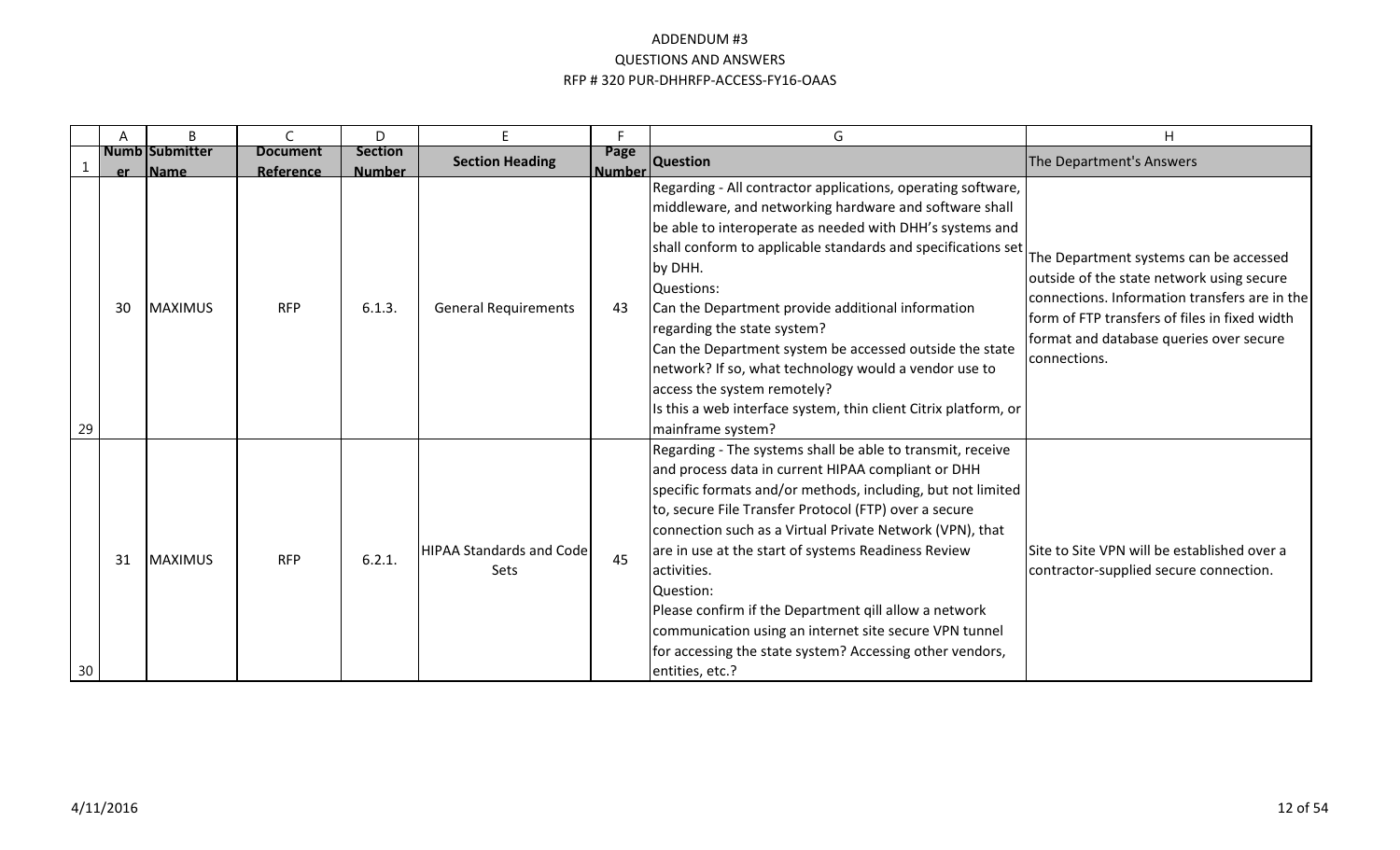ADDENDUM #3
QUESTIONS AND ANSWERS
RFP # 320 PUR-DHHRFP-ACCESS-FY16-OAAS

| | A | B | C | D | E | F | G | H |
|---|---|---|---|---|---|---|---|---|
| 1 | Number | Submitter Name | Document Reference | Section Number | Section Heading | Page Number | Question | The Department's Answers |
| 29 | 30 | MAXIMUS | RFP | 6.1.3. | General Requirements | 43 | Regarding - All contractor applications, operating software, middleware, and networking hardware and software shall be able to interoperate as needed with DHH's systems and shall conform to applicable standards and specifications set by DHH.<br>Questions:<br>Can the Department provide additional information regarding the state system?<br>Can the Department system be accessed outside the state network? If so, what technology would a vendor use to access the system remotely?<br>Is this a web interface system, thin client Citrix platform, or mainframe system? | The Department systems can be accessed outside of the state network using secure connections. Information transfers are in the form of FTP transfers of files in fixed width format and database queries over secure connections. |
| 30 | 31 | MAXIMUS | RFP | 6.2.1. | HIPAA Standards and Code Sets | 45 | Regarding - The systems shall be able to transmit, receive and process data in current HIPAA compliant or DHH specific formats and/or methods, including, but not limited to, secure File Transfer Protocol (FTP) over a secure connection such as a Virtual Private Network (VPN), that are in use at the start of systems Readiness Review activities.<br>Question:<br>Please confirm if the Department qill allow a network communication using an internet site secure VPN tunnel for accessing the state system? Accessing other vendors, entities, etc.? | Site to Site VPN will be established over a contractor-supplied secure connection. |

4/11/2016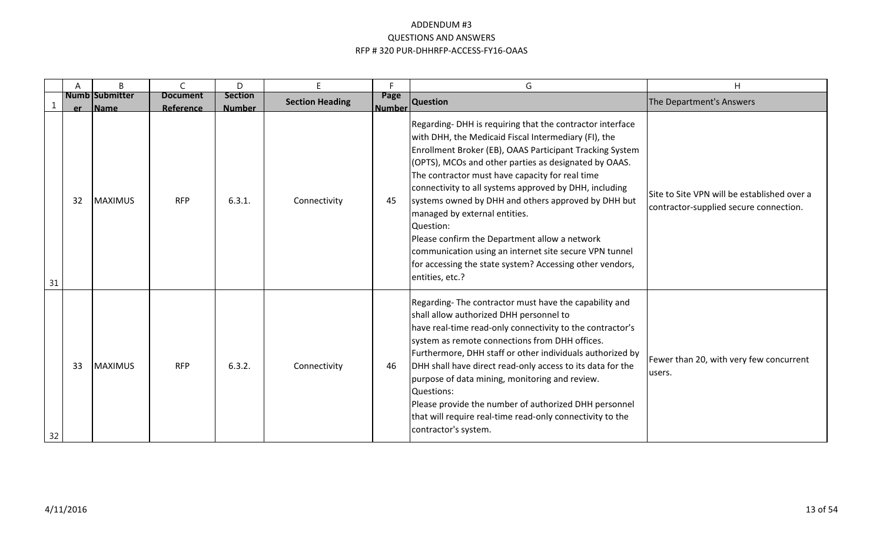# ADDENDUM #3
## QUESTIONS AND ANSWERS
## RFP # 320 PUR-DHHRFP-ACCESS-FY16-OAAS

| | A | B | C | D | E | F | G | H |
|---|---|---|---|---|---|---|---|---|
| 1 | Number | Submitter Name | Document Reference | Section Number | Section Heading | Page Number | Question | The Department's Answers |
| 31 | 32 | MAXIMUS | RFP | 6.3.1. | Connectivity | 45 | Regarding- DHH is requiring that the contractor interface with DHH, the Medicaid Fiscal Intermediary (FI), the Enrollment Broker (EB), OAAS Participant Tracking System (OPTS), MCOs and other parties as designated by OAAS. The contractor must have capacity for real time connectivity to all systems approved by DHH, including systems owned by DHH and others approved by DHH but managed by external entities.<br>Question:<br>Please confirm the Department allow a network communication using an internet site secure VPN tunnel for accessing the state system? Accessing other vendors, entities, etc.? | Site to Site VPN will be established over a contractor-supplied secure connection. |
| 32 | 33 | MAXIMUS | RFP | 6.3.2. | Connectivity | 46 | Regarding- The contractor must have the capability and shall allow authorized DHH personnel to have real-time read-only connectivity to the contractor's system as remote connections from DHH offices. Furthermore, DHH staff or other individuals authorized by DHH shall have direct read-only access to its data for the purpose of data mining, monitoring and review.<br>Questions:<br>Please provide the number of authorized DHH personnel that will require real-time read-only connectivity to the contractor's system. | Fewer than 20, with very few concurrent users. |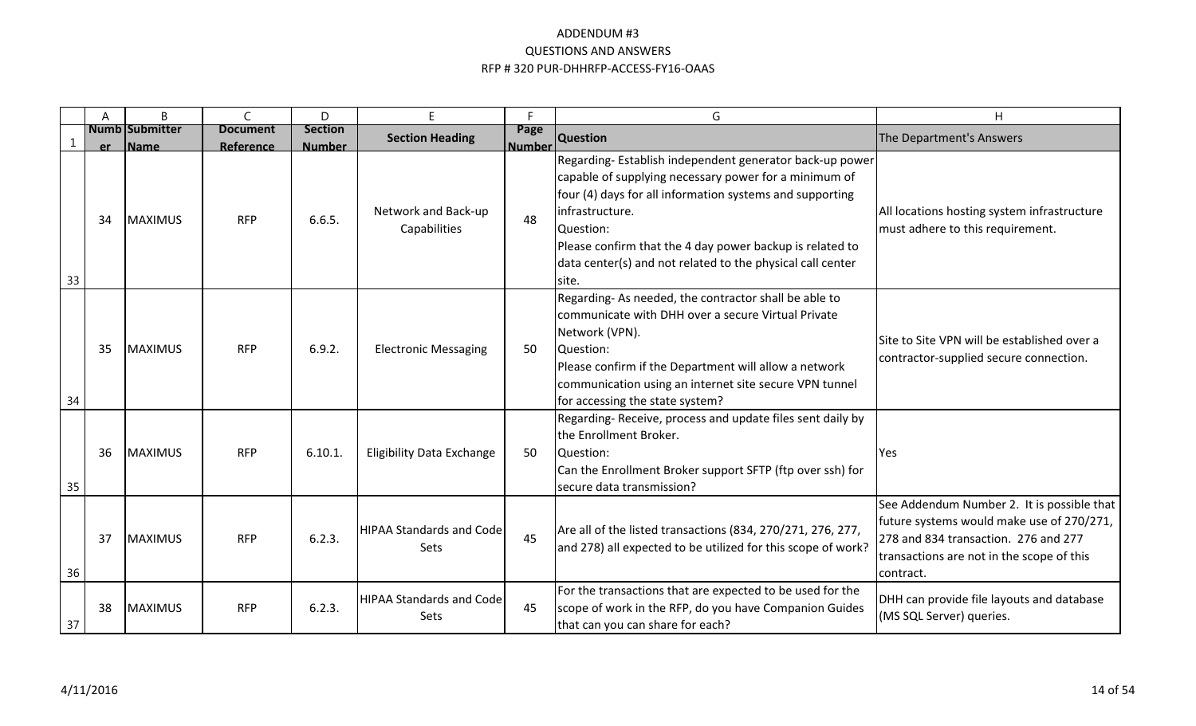# ADDENDUM #3
## QUESTIONS AND ANSWERS
## RFP # 320 PUR-DHHRFP-ACCESS-FY16-OAAS

| | A | B | C | D | E | F | G | H |
|---|---|---|---|---|---|---|---|---|
| 1 | Number | Submitter Name | Document Reference | Section Number | Section Heading | Page Number | Question | The Department's Answers |
| 33 | 34 | MAXIMUS | RFP | 6.6.5. | Network and Back-up Capabilities | 48 | Regarding- Establish independent generator back-up power capable of supplying necessary power for a minimum of four (4) days for all information systems and supporting infrastructure.<br>Question:<br>Please confirm that the 4 day power backup is related to data center(s) and not related to the physical call center site. | All locations hosting system infrastructure must adhere to this requirement. |
| 34 | 35 | MAXIMUS | RFP | 6.9.2. | Electronic Messaging | 50 | Regarding- As needed, the contractor shall be able to communicate with DHH over a secure Virtual Private Network (VPN).<br>Question:<br>Please confirm if the Department will allow a network communication using an internet site secure VPN tunnel for accessing the state system? | Site to Site VPN will be established over a contractor-supplied secure connection. |
| 35 | 36 | MAXIMUS | RFP | 6.10.1. | Eligibility Data Exchange | 50 | Regarding- Receive, process and update files sent daily by the Enrollment Broker.<br>Question:<br>Can the Enrollment Broker support SFTP (ftp over ssh) for secure data transmission? | Yes |
| 36 | 37 | MAXIMUS | RFP | 6.2.3. | HIPAA Standards and Code Sets | 45 | Are all of the listed transactions (834, 270/271, 276, 277, and 278) all expected to be utilized for this scope of work? | See Addendum Number 2. It is possible that future systems would make use of 270/271, 278 and 834 transaction. 276 and 277 transactions are not in the scope of this contract. |
| 37 | 38 | MAXIMUS | RFP | 6.2.3. | HIPAA Standards and Code Sets | 45 | For the transactions that are expected to be used for the scope of work in the RFP, do you have Companion Guides that can you can share for each? | DHH can provide file layouts and database (MS SQL Server) queries. |

4/11/2016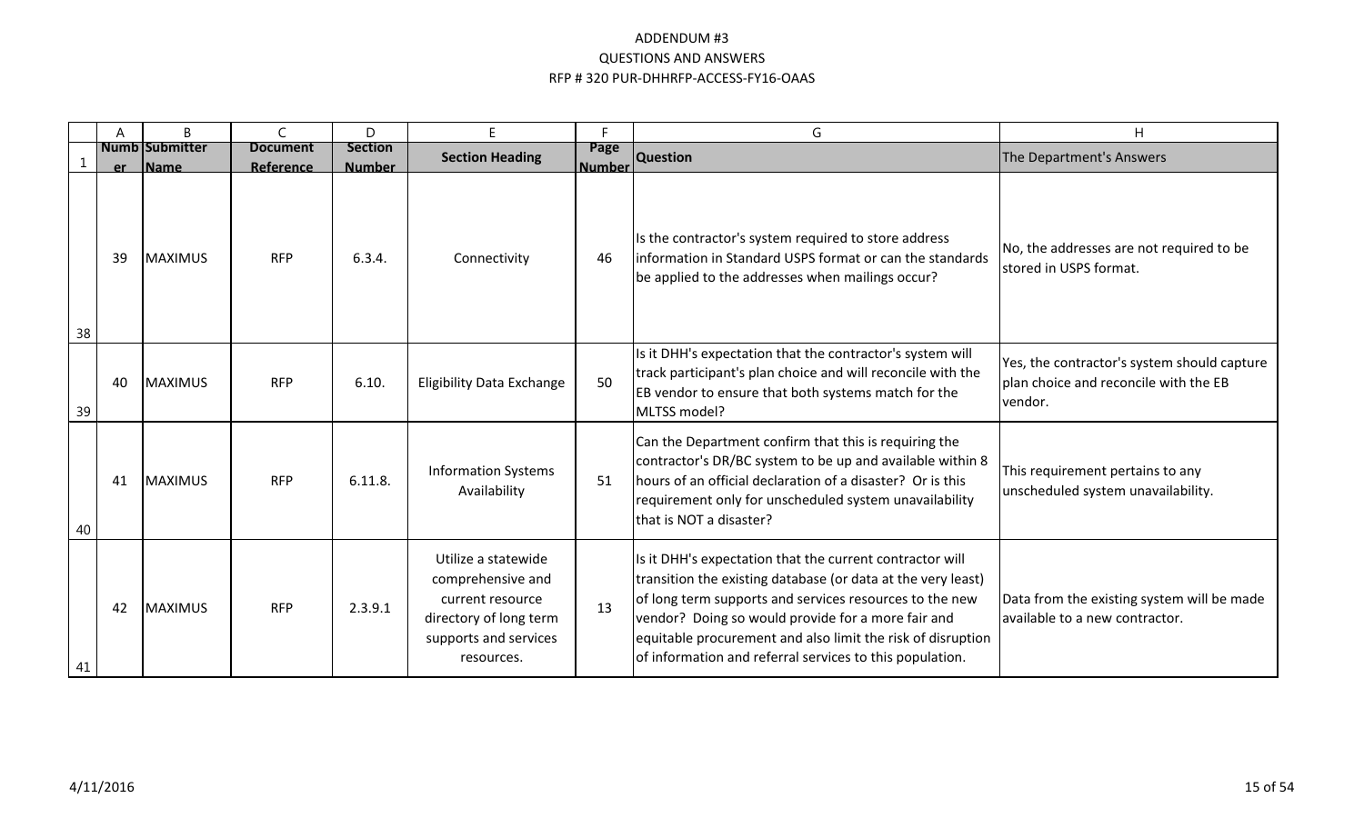# ADDENDUM #3
## QUESTIONS AND ANSWERS
## RFP # 320 PUR-DHHRFP-ACCESS-FY16-OAAS

| | A | B | C | D | E | F | G | H |
|---|---|---|---|---|---|---|---|---|
| 1 | Number | Submitter Name | Document Reference | Section Number | Section Heading | Page Number | Question | The Department's Answers |
| 38 | 39 | MAXIMUS | RFP | 6.3.4. | Connectivity | 46 | Is the contractor's system required to store address information in Standard USPS format or can the standards be applied to the addresses when mailings occur? | No, the addresses are not required to be stored in USPS format. |
| 39 | 40 | MAXIMUS | RFP | 6.10. | Eligibility Data Exchange | 50 | Is it DHH's expectation that the contractor's system will track participant's plan choice and will reconcile with the EB vendor to ensure that both systems match for the MLTSS model? | Yes, the contractor's system should capture plan choice and reconcile with the EB vendor. |
| 40 | 41 | MAXIMUS | RFP | 6.11.8. | Information Systems Availability | 51 | Can the Department confirm that this is requiring the contractor's DR/BC system to be up and available within 8 hours of an official declaration of a disaster? Or is this requirement only for unscheduled system unavailability that is NOT a disaster? | This requirement pertains to any unscheduled system unavailability. |
| 41 | 42 | MAXIMUS | RFP | 2.3.9.1 | Utilize a statewide comprehensive and current resource directory of long term supports and services resources. | 13 | Is it DHH's expectation that the current contractor will transition the existing database (or data at the very least) of long term supports and services resources to the new vendor? Doing so would provide for a more fair and equitable procurement and also limit the risk of disruption of information and referral services to this population. | Data from the existing system will be made available to a new contractor. |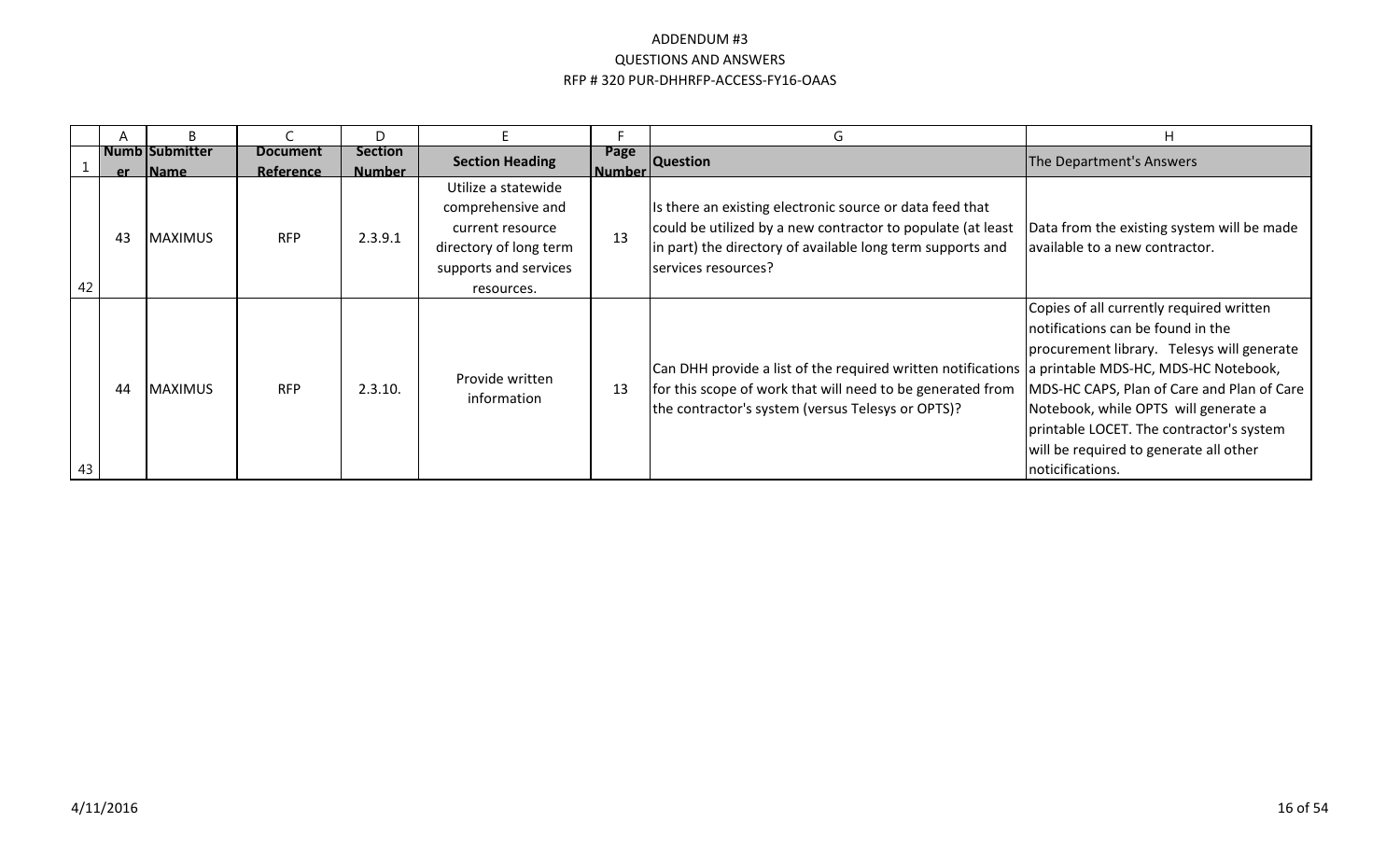# ADDENDUM #3
## QUESTIONS AND ANSWERS
## RFP # 320 PUR-DHHRFP-ACCESS-FY16-OAAS

| | A | B | C | D | E | F | G | H |
|---|---|---|---|---|---|---|---|---|
| 1 | Number | Submitter Name | Document Reference | Section Number | Section Heading | Page Number | Question | The Department's Answers |
| 42 | 43 | MAXIMUS | RFP | 2.3.9.1 | Utilize a statewide comprehensive and current resource directory of long term supports and services resources. | 13 | Is there an existing electronic source or data feed that could be utilized by a new contractor to populate (at least in part) the directory of available long term supports and services resources? | Data from the existing system will be made available to a new contractor. |
| 43 | 44 | MAXIMUS | RFP | 2.3.10. | Provide written information | 13 | Can DHH provide a list of the required written notifications for this scope of work that will need to be generated from the contractor's system (versus Telesys or OPTS)? | Copies of all currently required written notifications can be found in the procurement library. Telesys will generate a printable MDS-HC, MDS-HC Notebook, MDS-HC CAPS, Plan of Care and Plan of Care Notebook, while OPTS will generate a printable LOCET. The contractor's system will be required to generate all other noticifications. |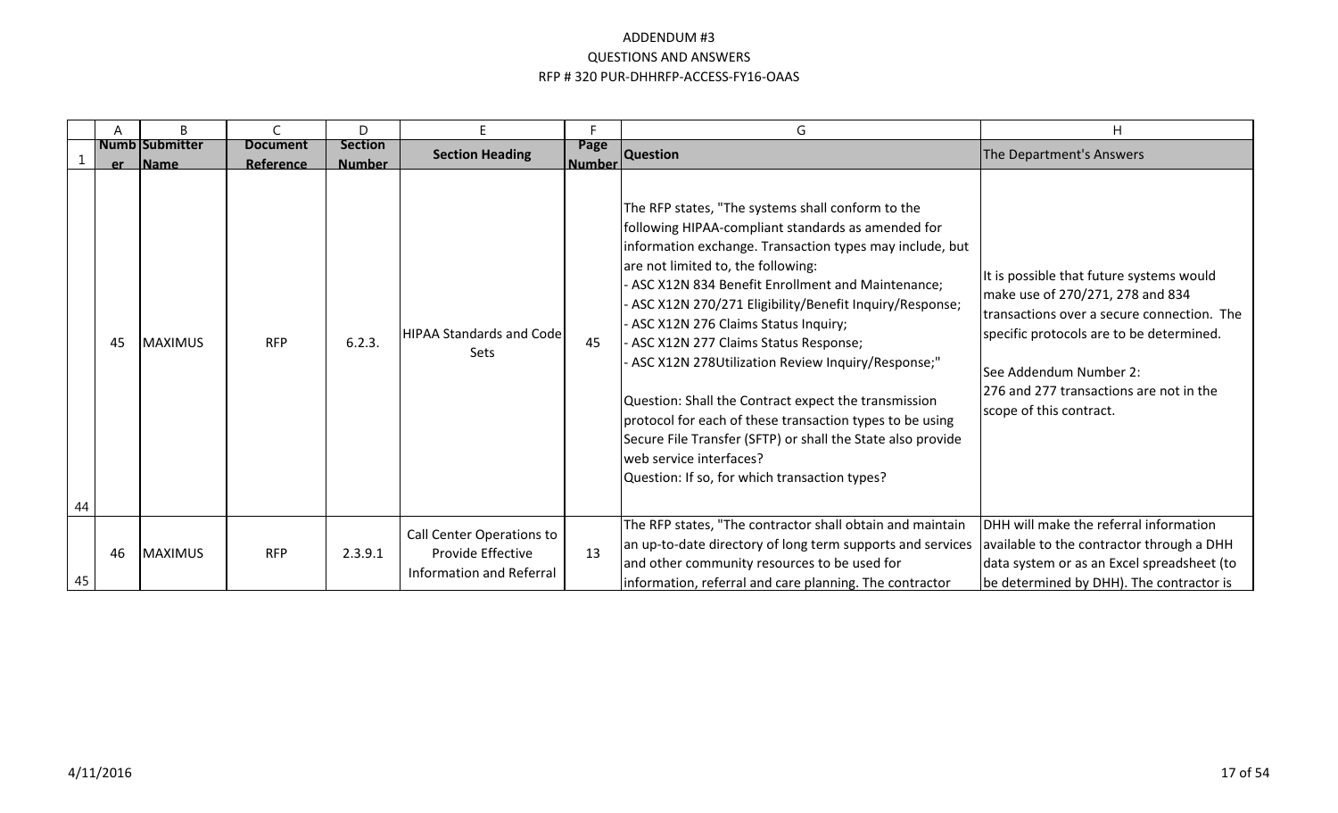# ADDENDUM #3
## QUESTIONS AND ANSWERS
## RFP # 320 PUR-DHHRFP-ACCESS-FY16-OAAS

| | A | B | C | D | E | F | G | H |
|---|---|---|---|---|---|---|---|---|
| 1 | Number | Submitter Name | Document Reference | Section Number | Section Heading | Page Number | Question | The Department's Answers |
| 44 | 45 | MAXIMUS | RFP | 6.2.3. | HIPAA Standards and Code Sets | 45 | The RFP states, "The systems shall conform to the following HIPAA-compliant standards as amended for information exchange. Transaction types may include, but are not limited to, the following:<br>- ASC X12N 834 Benefit Enrollment and Maintenance;<br>- ASC X12N 270/271 Eligibility/Benefit Inquiry/Response;<br>- ASC X12N 276 Claims Status Inquiry;<br>- ASC X12N 277 Claims Status Response;<br>- ASC X12N 278Utilization Review Inquiry/Response;"<br><br>Question: Shall the Contract expect the transmission protocol for each of these transaction types to be using Secure File Transfer (SFTP) or shall the State also provide web service interfaces?<br>Question: If so, for which transaction types? | It is possible that future systems would make use of 270/271, 278 and 834 transactions over a secure connection. The specific protocols are to be determined.<br><br>See Addendum Number 2:<br>276 and 277 transactions are not in the scope of this contract. |
| 45 | 46 | MAXIMUS | RFP | 2.3.9.1 | Call Center Operations to Provide Effective Information and Referral | 13 | The RFP states, "The contractor shall obtain and maintain an up-to-date directory of long term supports and services and other community resources to be used for information, referral and care planning. The contractor | DHH will make the referral information available to the contractor through a DHH data system or as an Excel spreadsheet (to be determined by DHH). The contractor is |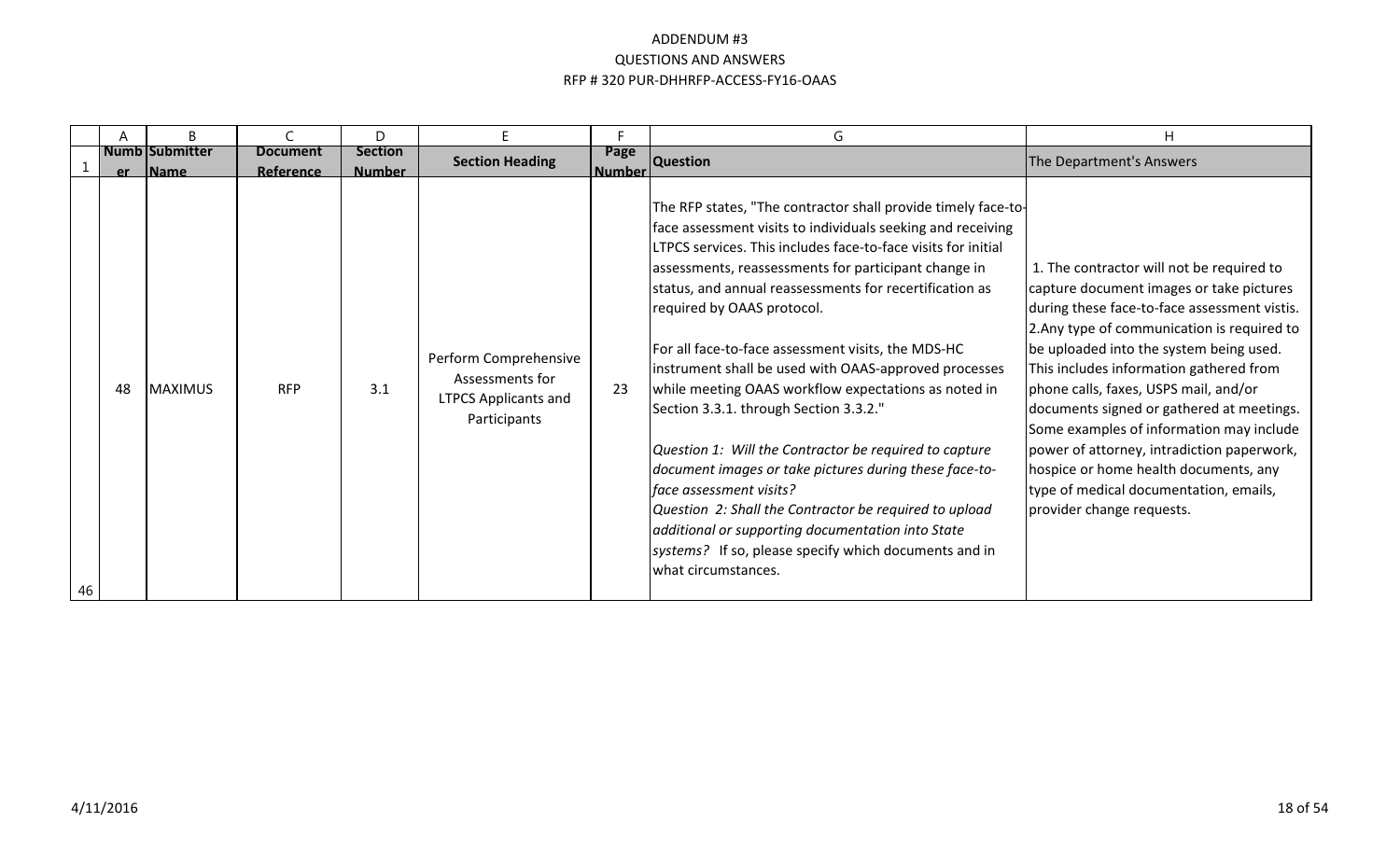# ADDENDUM #3
## QUESTIONS AND ANSWERS
## RFP # 320 PUR-DHHRFP-ACCESS-FY16-OAAS

| | A | B | C | D | E | F | G | H |
|---|---|---|---|---|---|---|---|---|
| 1 | Number | Submitter Name | Document Reference | Section Number | Section Heading | Page Number | Question | The Department's Answers |
| 46 | 48 | MAXIMUS | RFP | 3.1 | Perform Comprehensive Assessments for LTPCS Applicants and Participants | 23 | The RFP states, "The contractor shall provide timely face-to-face assessment visits to individuals seeking and receiving LTPCS services. This includes face-to-face visits for initial assessments, reassessments for participant change in status, and annual reassessments for recertification as required by OAAS protocol.<br><br>For all face-to-face assessment visits, the MDS-HC instrument shall be used with OAAS-approved processes while meeting OAAS workflow expectations as noted in Section 3.3.1. through Section 3.3.2."<br><br>*Question 1: Will the Contractor be required to capture document images or take pictures during these face-to-face assessment visits?*<br>*Question 2: Shall the Contractor be required to upload additional or supporting documentation into State systems?* If so, please specify which documents and in what circumstances. | 1. The contractor will not be required to capture document images or take pictures during these face-to-face assessment vistis.<br>2.Any type of communication is required to be uploaded into the system being used. This includes information gathered from phone calls, faxes, USPS mail, and/or documents signed or gathered at meetings. Some examples of information may include power of attorney, intradiction paperwork, hospice or home health documents, any type of medical documentation, emails, provider change requests. |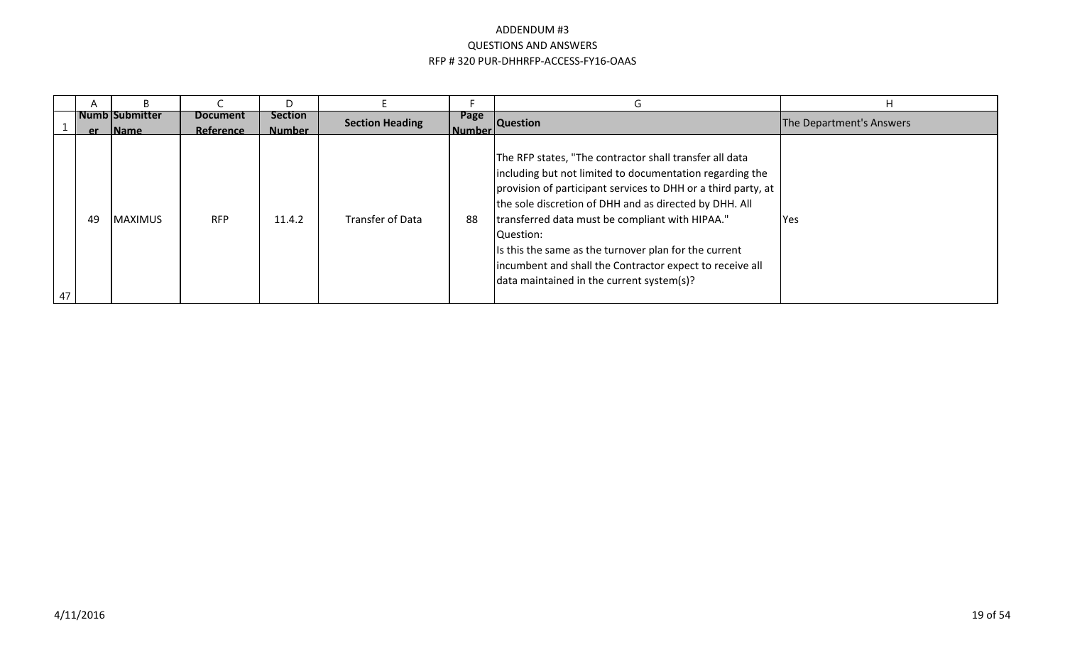ADDENDUM #3

QUESTIONS AND ANSWERS

RFP # 320 PUR-DHHRFP-ACCESS-FY16-OAAS

| Number | Submitter Name | Document Reference | Section Number | Section Heading | Page Number | Question | The Department's Answers |
|---|---|---|---|---|---|---|---|
| 49 | MAXIMUS | RFP | 11.4.2 | Transfer of Data | 88 | The RFP states, "The contractor shall transfer all data including but not limited to documentation regarding the provision of participant services to DHH or a third party, at the sole discretion of DHH and as directed by DHH. All transferred data must be compliant with HIPAA." Question: Is this the same as the turnover plan for the current incumbent and shall the Contractor expect to receive all data maintained in the current system(s)? | Yes |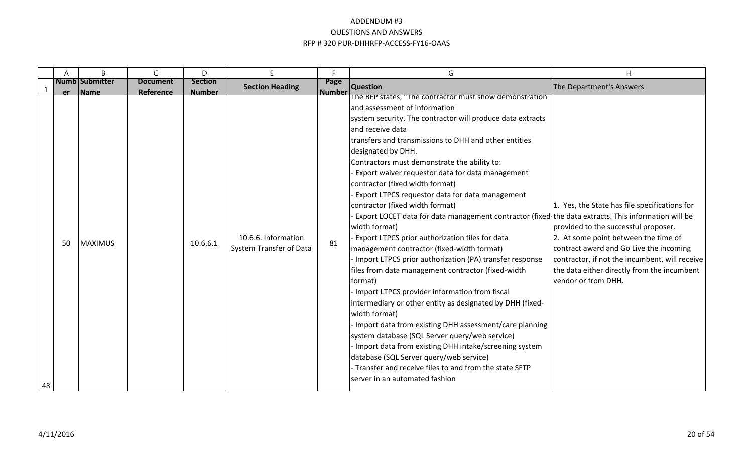# ADDENDUM #3
## QUESTIONS AND ANSWERS
## RFP # 320 PUR-DHHRFP-ACCESS-FY16-OAAS

| | A | B | C | D | E | F | G | H |
|---|---|---|---|---|---|---|---|---|
| 1 | Number | Submitter Name | Document Reference | Section Number | Section Heading | Page Number | Question | The Department's Answers |
| 48 | 50 | MAXIMUS | | 10.6.6.1 | 10.6.6. Information System Transfer of Data | 81 | The RFP states, "The contractor must show demonstration and assessment of information system security. The contractor will produce data extracts and receive data transfers and transmissions to DHH and other entities designated by DHH.<br>Contractors must demonstrate the ability to:<br>- Export waiver requestor data for data management contractor (fixed width format)<br>- Export LTPCS requestor data for data management contractor (fixed width format)<br>- Export LOCET data for data management contractor (fixed-width format)<br>- Export LTPCS prior authorization files for data management contractor (fixed-width format)<br>- Import LTPCS prior authorization (PA) transfer response files from data management contractor (fixed-width format)<br>- Import LTPCS provider information from fiscal intermediary or other entity as designated by DHH (fixed-width format)<br>- Import data from existing DHH assessment/care planning system database (SQL Server query/web service)<br>- Import data from existing DHH intake/screening system database (SQL Server query/web service)<br>- Transfer and receive files to and from the state SFTP server in an automated fashion | 1. Yes, the State has file specifications for the data extracts. This information will be provided to the successful proposer.<br>2. At some point between the time of contract award and Go Live the incoming contractor, if not the incumbent, will receive the data either directly from the incumbent vendor or from DHH. |

4/11/2016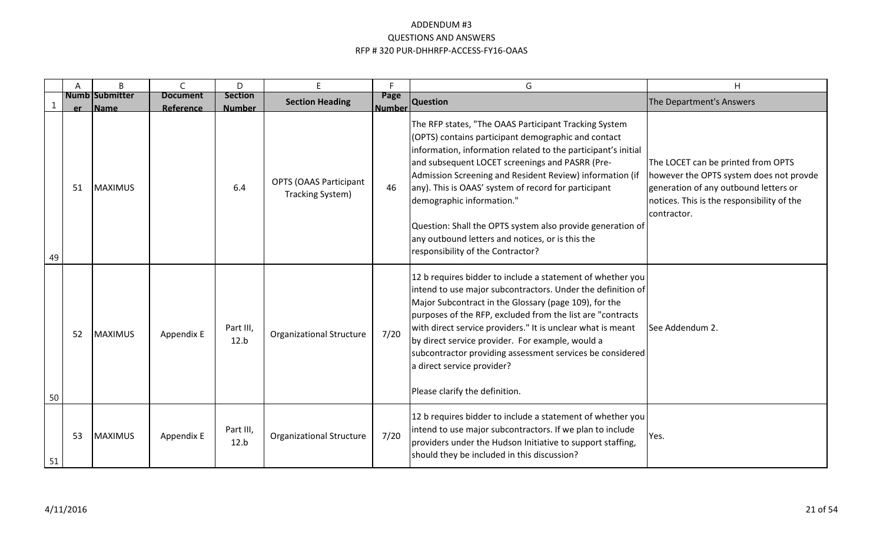# ADDENDUM #3
## QUESTIONS AND ANSWERS
## RFP # 320 PUR-DHHRFP-ACCESS-FY16-OAAS

| | A | B | C | D | E | F | G | H |
|---|---|---|---|---|---|---|---|---|
| 1 | Number | Submitter Name | Document Reference | Section Number | Section Heading | Page Number | Question | The Department's Answers |
| 49 | 51 | MAXIMUS | | 6.4 | OPTS (OAAS Participant Tracking System) | 46 | The RFP states, "The OAAS Participant Tracking System (OPTS) contains participant demographic and contact information, information related to the participant's initial and subsequent LOCET screenings and PASRR (Pre-Admission Screening and Resident Review) information (if any). This is OAAS' system of record for participant demographic information."<br><br>Question: Shall the OPTS system also provide generation of any outbound letters and notices, or is this the responsibility of the Contractor? | The LOCET can be printed from OPTS however the OPTS system does not provde generation of any outbound letters or notices. This is the responsibility of the contractor. |
| 50 | 52 | MAXIMUS | Appendix E | Part III, 12.b | Organizational Structure | 7/20 | 12 b requires bidder to include a statement of whether you intend to use major subcontractors. Under the definition of Major Subcontract in the Glossary (page 109), for the purposes of the RFP, excluded from the list are "contracts with direct service providers." It is unclear what is meant by direct service provider. For example, would a subcontractor providing assessment services be considered a direct service provider?<br><br>Please clarify the definition. | See Addendum 2. |
| 51 | 53 | MAXIMUS | Appendix E | Part III, 12.b | Organizational Structure | 7/20 | 12 b requires bidder to include a statement of whether you intend to use major subcontractors. If we plan to include providers under the Hudson Initiative to support staffing, should they be included in this discussion? | Yes. |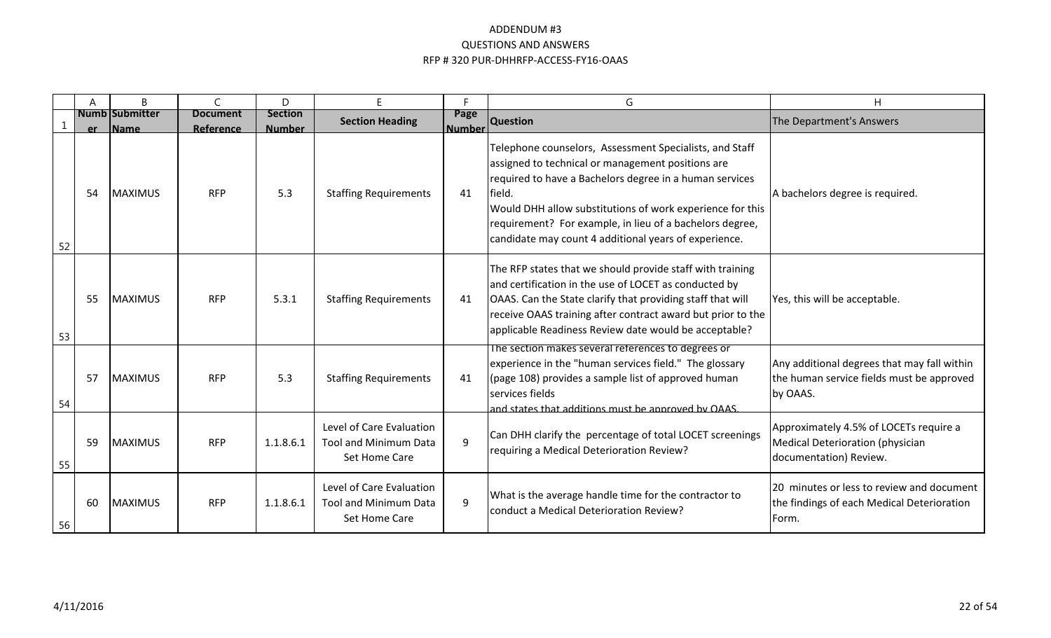# ADDENDUM #3
## QUESTIONS AND ANSWERS
## RFP # 320 PUR-DHHRFP-ACCESS-FY16-OAAS

| | A | B | C | D | E | F | G | H |
|---|---|---|---|---|---|---|---|---|
| 1 | Number | Submitter Name | Document Reference | Section Number | Section Heading | Page Number | Question | The Department's Answers |
| 52 | 54 | MAXIMUS | RFP | 5.3 | Staffing Requirements | 41 | Telephone counselors, Assessment Specialists, and Staff assigned to technical or management positions are required to have a Bachelors degree in a human services field.<br>Would DHH allow substitutions of work experience for this requirement? For example, in lieu of a bachelors degree, candidate may count 4 additional years of experience. | A bachelors degree is required. |
| 53 | 55 | MAXIMUS | RFP | 5.3.1 | Staffing Requirements | 41 | The RFP states that we should provide staff with training and certification in the use of LOCET as conducted by OAAS. Can the State clarify that providing staff that will receive OAAS training after contract award but prior to the applicable Readiness Review date would be acceptable? | Yes, this will be acceptable. |
| 54 | 57 | MAXIMUS | RFP | 5.3 | Staffing Requirements | 41 | The section makes several references to degrees or experience in the "human services field." The glossary (page 108) provides a sample list of approved human services fields<br>and states that additions must be approved by OAAS. | Any additional degrees that may fall within the human service fields must be approved by OAAS. |
| 55 | 59 | MAXIMUS | RFP | 1.1.8.6.1 | Level of Care Evaluation Tool and Minimum Data Set Home Care | 9 | Can DHH clarify the percentage of total LOCET screenings requiring a Medical Deterioration Review? | Approximately 4.5% of LOCETs require a Medical Deterioration (physician documentation) Review. |
| 56 | 60 | MAXIMUS | RFP | 1.1.8.6.1 | Level of Care Evaluation Tool and Minimum Data Set Home Care | 9 | What is the average handle time for the contractor to conduct a Medical Deterioration Review? | 20 minutes or less to review and document the findings of each Medical Deterioration Form. |

4/11/2016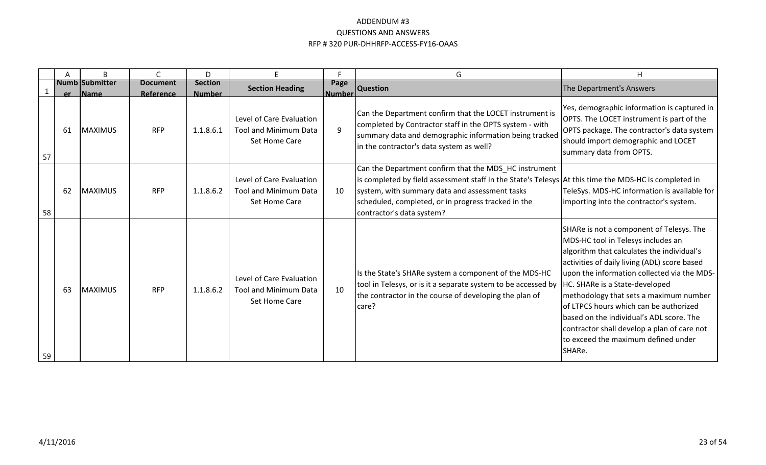ADDENDUM #3
QUESTIONS AND ANSWERS
RFP # 320 PUR-DHHRFP-ACCESS-FY16-OAAS

| | A | B | C | D | E | F | G | H |
|---|---|---|---|---|---|---|---|---|
| 1 | Number | Submitter Name | Document Reference | Section Number | Section Heading | Page Number | Question | The Department's Answers |
| 57 | 61 | MAXIMUS | RFP | 1.1.8.6.1 | Level of Care Evaluation Tool and Minimum Data Set Home Care | 9 | Can the Department confirm that the LOCET instrument is completed by Contractor staff in the OPTS system - with summary data and demographic information being tracked in the contractor's data system as well? | Yes, demographic information is captured in OPTS. The LOCET instrument is part of the OPTS package. The contractor's data system should import demographic and LOCET summary data from OPTS. |
| 58 | 62 | MAXIMUS | RFP | 1.1.8.6.2 | Level of Care Evaluation Tool and Minimum Data Set Home Care | 10 | Can the Department confirm that the MDS_HC instrument is completed by field assessment staff in the State's Telesys system, with summary data and assessment tasks scheduled, completed, or in progress tracked in the contractor's data system? | At this time the MDS-HC is completed in TeleSys. MDS-HC information is available for importing into the contractor's system. |
| 59 | 63 | MAXIMUS | RFP | 1.1.8.6.2 | Level of Care Evaluation Tool and Minimum Data Set Home Care | 10 | Is the State's SHARe system a component of the MDS-HC tool in Telesys, or is it a separate system to be accessed by the contractor in the course of developing the plan of care? | SHARe is not a component of Telesys. The MDS-HC tool in Telesys includes an algorithm that calculates the individual's activities of daily living (ADL) score based upon the information collected via the MDS-HC. SHARe is a State-developed methodology that sets a maximum number of LTPCS hours which can be authorized based on the individual's ADL score. The contractor shall develop a plan of care not to exceed the maximum defined under SHARe. |

4/11/2016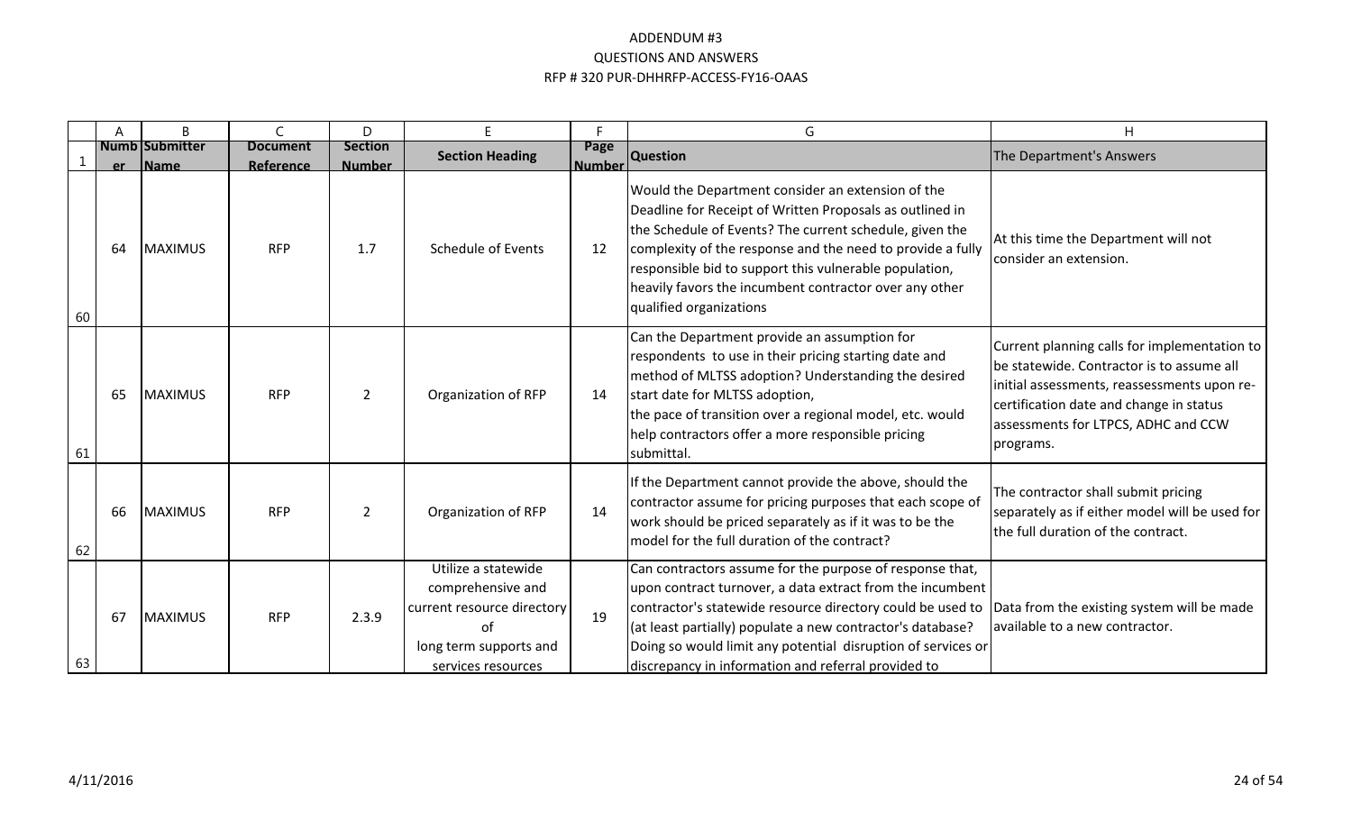# ADDENDUM #3
## QUESTIONS AND ANSWERS
## RFP # 320 PUR-DHHRFP-ACCESS-FY16-OAAS

| | A | B | C | D | E | F | G | H |
|---|---|---|---|---|---|---|---|---|
| 1 | Number | Submitter Name | Document Reference | Section Number | Section Heading | Page Number | Question | The Department's Answers |
| 60 | 64 | MAXIMUS | RFP | 1.7 | Schedule of Events | 12 | Would the Department consider an extension of the Deadline for Receipt of Written Proposals as outlined in the Schedule of Events? The current schedule, given the complexity of the response and the need to provide a fully responsible bid to support this vulnerable population, heavily favors the incumbent contractor over any other qualified organizations | At this time the Department will not consider an extension. |
| 61 | 65 | MAXIMUS | RFP | 2 | Organization of RFP | 14 | Can the Department provide an assumption for respondents to use in their pricing starting date and method of MLTSS adoption? Understanding the desired start date for MLTSS adoption, the pace of transition over a regional model, etc. would help contractors offer a more responsible pricing submittal. | Current planning calls for implementation to be statewide. Contractor is to assume all initial assessments, reassessments upon re-certification date and change in status assessments for LTPCS, ADHC and CCW programs. |
| 62 | 66 | MAXIMUS | RFP | 2 | Organization of RFP | 14 | If the Department cannot provide the above, should the contractor assume for pricing purposes that each scope of work should be priced separately as if it was to be the model for the full duration of the contract? | The contractor shall submit pricing separately as if either model will be used for the full duration of the contract. |
| 63 | 67 | MAXIMUS | RFP | 2.3.9 | Utilize a statewide comprehensive and current resource directory of long term supports and services resources | 19 | Can contractors assume for the purpose of response that, upon contract turnover, a data extract from the incumbent contractor's statewide resource directory could be used to (at least partially) populate a new contractor's database? Doing so would limit any potential disruption of services or discrepancy in information and referral provided to | Data from the existing system will be made available to a new contractor. |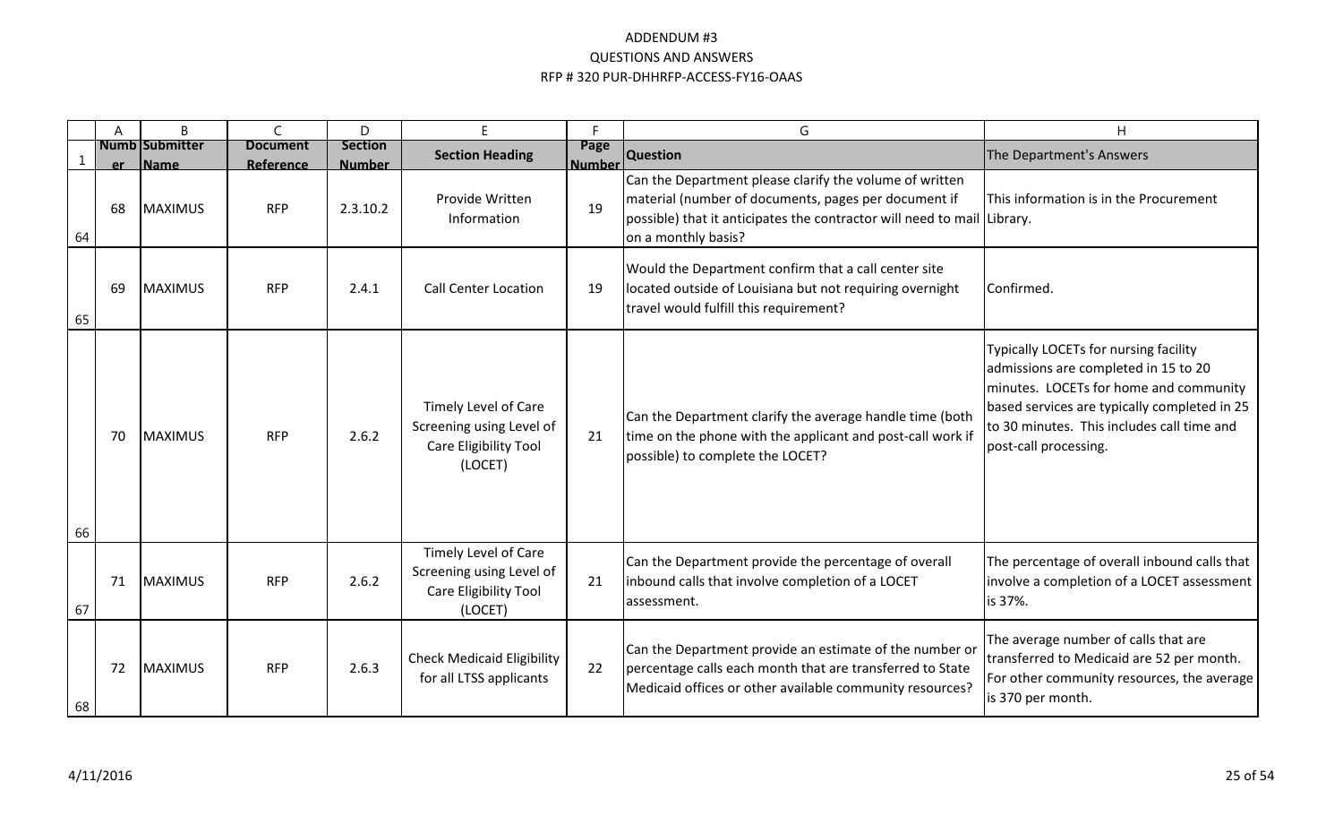ADDENDUM #3
QUESTIONS AND ANSWERS
RFP # 320 PUR-DHHRFP-ACCESS-FY16-OAAS

| | A | B | C | D | E | F | G | H |
|---|---|---|---|---|---|---|---|---|
| 1 | Number | Submitter Name | Document Reference | Section Number | Section Heading | Page Number | Question | The Department's Answers |
| 64 | 68 | MAXIMUS | RFP | 2.3.10.2 | Provide Written Information | 19 | Can the Department please clarify the volume of written material (number of documents, pages per document if possible) that it anticipates the contractor will need to mail on a monthly basis? | This information is in the Procurement Library. |
| 65 | 69 | MAXIMUS | RFP | 2.4.1 | Call Center Location | 19 | Would the Department confirm that a call center site located outside of Louisiana but not requiring overnight travel would fulfill this requirement? | Confirmed. |
| 66 | 70 | MAXIMUS | RFP | 2.6.2 | Timely Level of Care Screening using Level of Care Eligibility Tool (LOCET) | 21 | Can the Department clarify the average handle time (both time on the phone with the applicant and post-call work if possible) to complete the LOCET? | Typically LOCETs for nursing facility admissions are completed in 15 to 20 minutes. LOCETs for home and community based services are typically completed in 25 to 30 minutes. This includes call time and post-call processing. |
| 67 | 71 | MAXIMUS | RFP | 2.6.2 | Timely Level of Care Screening using Level of Care Eligibility Tool (LOCET) | 21 | Can the Department provide the percentage of overall inbound calls that involve completion of a LOCET assessment. | The percentage of overall inbound calls that involve a completion of a LOCET assessment is 37%. |
| 68 | 72 | MAXIMUS | RFP | 2.6.3 | Check Medicaid Eligibility for all LTSS applicants | 22 | Can the Department provide an estimate of the number or percentage calls each month that are transferred to State Medicaid offices or other available community resources? | The average number of calls that are transferred to Medicaid are 52 per month. For other community resources, the average is 370 per month. |

4/11/2016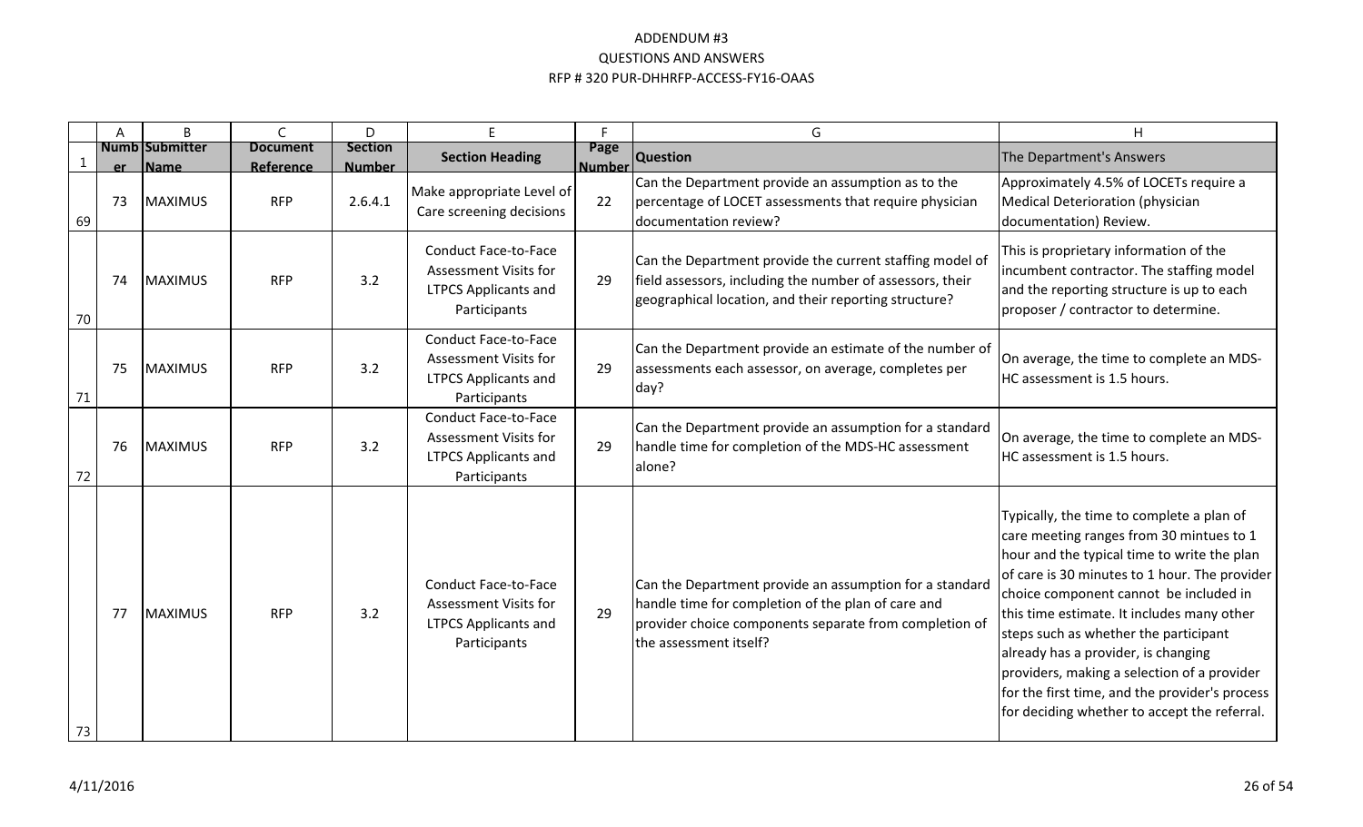# ADDENDUM #3
## QUESTIONS AND ANSWERS
## RFP # 320 PUR-DHHRFP-ACCESS-FY16-OAAS

| | A | B | C | D | E | F | G | H |
|---|---|---|---|---|---|---|---|---|
| 1 | Number | Submitter Name | Document Reference | Section Number | Section Heading | Page Number | Question | The Department's Answers |
| 69 | 73 | MAXIMUS | RFP | 2.6.4.1 | Make appropriate Level of Care screening decisions | 22 | Can the Department provide an assumption as to the percentage of LOCET assessments that require physician documentation review? | Approximately 4.5% of LOCETs require a Medical Deterioration (physician documentation) Review. |
| 70 | 74 | MAXIMUS | RFP | 3.2 | Conduct Face-to-Face Assessment Visits for LTPCS Applicants and Participants | 29 | Can the Department provide the current staffing model of field assessors, including the number of assessors, their geographical location, and their reporting structure? | This is proprietary information of the incumbent contractor. The staffing model and the reporting structure is up to each proposer / contractor to determine. |
| 71 | 75 | MAXIMUS | RFP | 3.2 | Conduct Face-to-Face Assessment Visits for LTPCS Applicants and Participants | 29 | Can the Department provide an estimate of the number of assessments each assessor, on average, completes per day? | On average, the time to complete an MDS-HC assessment is 1.5 hours. |
| 72 | 76 | MAXIMUS | RFP | 3.2 | Conduct Face-to-Face Assessment Visits for LTPCS Applicants and Participants | 29 | Can the Department provide an assumption for a standard handle time for completion of the MDS-HC assessment alone? | On average, the time to complete an MDS-HC assessment is 1.5 hours. |
| 73 | 77 | MAXIMUS | RFP | 3.2 | Conduct Face-to-Face Assessment Visits for LTPCS Applicants and Participants | 29 | Can the Department provide an assumption for a standard handle time for completion of the plan of care and provider choice components separate from completion of the assessment itself? | Typically, the time to complete a plan of care meeting ranges from 30 mintues to 1 hour and the typical time to write the plan of care is 30 minutes to 1 hour. The provider choice component cannot be included in this time estimate. It includes many other steps such as whether the participant already has a provider, is changing providers, making a selection of a provider for the first time, and the provider's process for deciding whether to accept the referral. |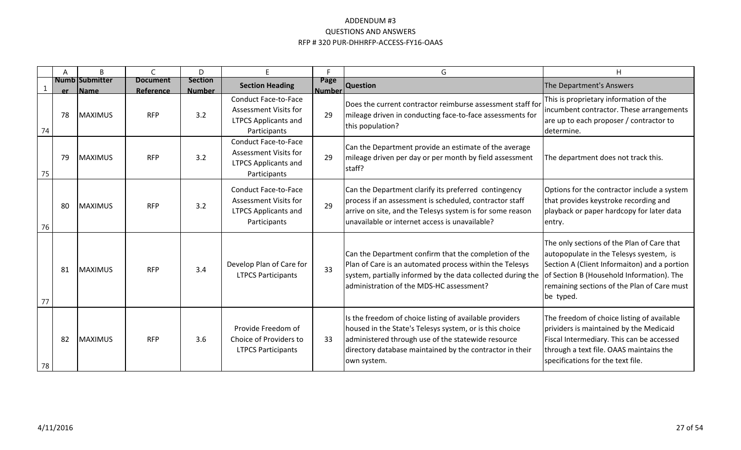# ADDENDUM #3
## QUESTIONS AND ANSWERS
## RFP # 320 PUR-DHHRFP-ACCESS-FY16-OAAS

| | A | B | C | D | E | F | G | H |
|---|---|---|---|---|---|---|---|---|
| 1 | Number | Submitter Name | Document Reference | Section Number | Section Heading | Page Number | Question | The Department's Answers |
| 74 | 78 | MAXIMUS | RFP | 3.2 | Conduct Face-to-Face Assessment Visits for LTPCS Applicants and Participants | 29 | Does the current contractor reimburse assessment staff for mileage driven in conducting face-to-face assessments for this population? | This is proprietary information of the incumbent contractor. These arrangements are up to each proposer / contractor to determine. |
| 75 | 79 | MAXIMUS | RFP | 3.2 | Conduct Face-to-Face Assessment Visits for LTPCS Applicants and Participants | 29 | Can the Department provide an estimate of the average mileage driven per day or per month by field assessment staff? | The department does not track this. |
| 76 | 80 | MAXIMUS | RFP | 3.2 | Conduct Face-to-Face Assessment Visits for LTPCS Applicants and Participants | 29 | Can the Department clarify its preferred contingency process if an assessment is scheduled, contractor staff arrive on site, and the Telesys system is for some reason unavailable or internet access is unavailable? | Options for the contractor include a system that provides keystroke recording and playback or paper hardcopy for later data entry. |
| 77 | 81 | MAXIMUS | RFP | 3.4 | Develop Plan of Care for LTPCS Participants | 33 | Can the Department confirm that the completion of the Plan of Care is an automated process within the Telesys system, partially informed by the data collected during the administration of the MDS-HC assessment? | The only sections of the Plan of Care that autopopulate in the Telesys syestem, is Section A (Client Informaiton) and a portion of Section B (Household Information). The remaining sections of the Plan of Care must be typed. |
| 78 | 82 | MAXIMUS | RFP | 3.6 | Provide Freedom of Choice of Providers to LTPCS Participants | 33 | Is the freedom of choice listing of available providers housed in the State's Telesys system, or is this choice administered through use of the statewide resource directory database maintained by the contractor in their own system. | The freedom of choice listing of available prividers is maintained by the Medicaid Fiscal Intermediary. This can be accessed through a text file. OAAS maintains the specifications for the text file. |

4/11/2016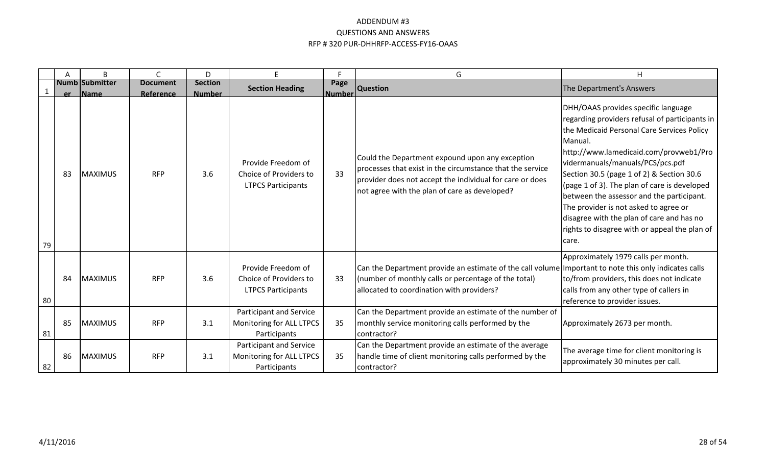ADDENDUM #3
QUESTIONS AND ANSWERS
RFP # 320 PUR-DHHRFP-ACCESS-FY16-OAAS

| | A | B | C | D | E | F | G | H |
|---|---|---|---|---|---|---|---|---|
| 1 | Number | Submitter Name | Document Reference | Section Number | Section Heading | Page Number | Question | The Department's Answers |
| 79 | 83 | MAXIMUS | RFP | 3.6 | Provide Freedom of Choice of Providers to LTPCS Participants | 33 | Could the Department expound upon any exception processes that exist in the circumstance that the service provider does not accept the individual for care or does not agree with the plan of care as developed? | DHH/OAAS provides specific language regarding providers refusal of participants in the Medicaid Personal Care Services Policy Manual. http://www.lamedicaid.com/provweb1/Providermanuals/manuals/PCS/pcs.pdf Section 30.5 (page 1 of 2) & Section 30.6 (page 1 of 3). The plan of care is developed between the assessor and the participant. The provider is not asked to agree or disagree with the plan of care and has no rights to disagree with or appeal the plan of care. |
| 80 | 84 | MAXIMUS | RFP | 3.6 | Provide Freedom of Choice of Providers to LTPCS Participants | 33 | Can the Department provide an estimate of the call volume (number of monthly calls or percentage of the total) allocated to coordination with providers? | Approximately 1979 calls per month. Important to note this only indicates calls to/from providers, this does not indicate calls from any other type of callers in reference to provider issues. |
| 81 | 85 | MAXIMUS | RFP | 3.1 | Participant and Service Monitoring for ALL LTPCS Participants | 35 | Can the Department provide an estimate of the number of monthly service monitoring calls performed by the contractor? | Approximately 2673 per month. |
| 82 | 86 | MAXIMUS | RFP | 3.1 | Participant and Service Monitoring for ALL LTPCS Participants | 35 | Can the Department provide an estimate of the average handle time of client monitoring calls performed by the contractor? | The average time for client monitoring is approximately 30 minutes per call. |

4/11/2016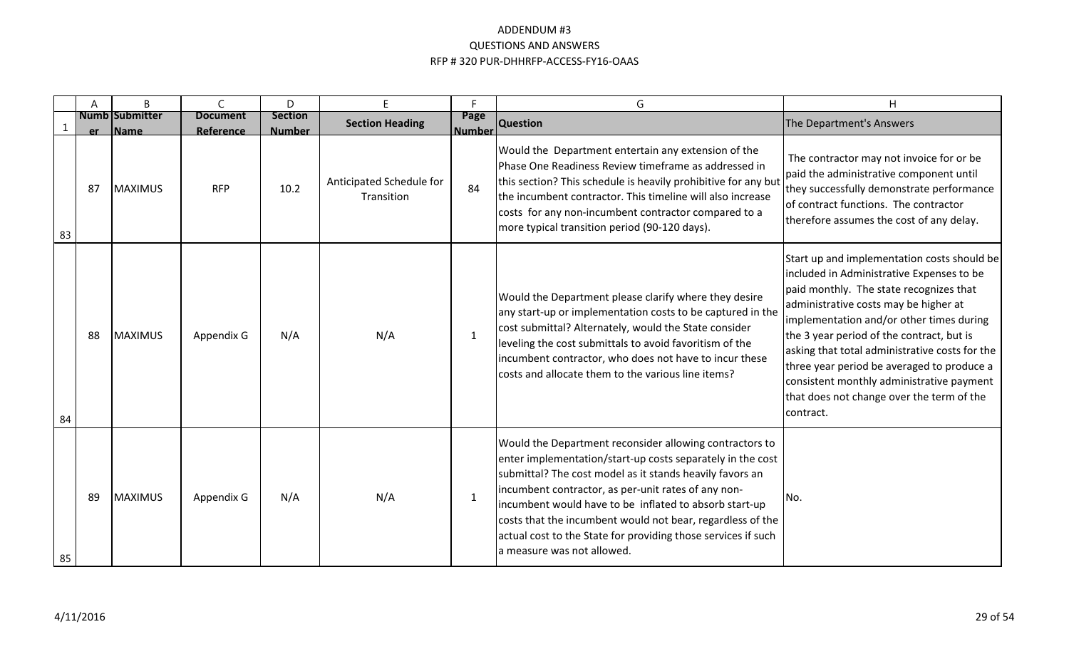# ADDENDUM #3
## QUESTIONS AND ANSWERS
## RFP # 320 PUR-DHHRFP-ACCESS-FY16-OAAS

| | A | B | C | D | E | F | G | H |
|---|---|---|---|---|---|---|---|---|
| 1 | Number | Submitter Name | Document Reference | Section Number | Section Heading | Page Number | Question | The Department's Answers |
| 83 | 87 | MAXIMUS | RFP | 10.2 | Anticipated Schedule for Transition | 84 | Would the Department entertain any extension of the Phase One Readiness Review timeframe as addressed in this section? This schedule is heavily prohibitive for any but the incumbent contractor. This timeline will also increase costs for any non-incumbent contractor compared to a more typical transition period (90-120 days). | The contractor may not invoice for or be paid the administrative component until they successfully demonstrate performance of contract functions. The contractor therefore assumes the cost of any delay. |
| 84 | 88 | MAXIMUS | Appendix G | N/A | N/A | 1 | Would the Department please clarify where they desire any start-up or implementation costs to be captured in the cost submittal? Alternately, would the State consider leveling the cost submittals to avoid favoritism of the incumbent contractor, who does not have to incur these costs and allocate them to the various line items? | Start up and implementation costs should be included in Administrative Expenses to be paid monthly. The state recognizes that administrative costs may be higher at implementation and/or other times during the 3 year period of the contract, but is asking that total administrative costs for the three year period be averaged to produce a consistent monthly administrative payment that does not change over the term of the contract. |
| 85 | 89 | MAXIMUS | Appendix G | N/A | N/A | 1 | Would the Department reconsider allowing contractors to enter implementation/start-up costs separately in the cost submittal? The cost model as it stands heavily favors an incumbent contractor, as per-unit rates of any non-incumbent would have to be inflated to absorb start-up costs that the incumbent would not bear, regardless of the actual cost to the State for providing those services if such a measure was not allowed. | No. |

4/11/2016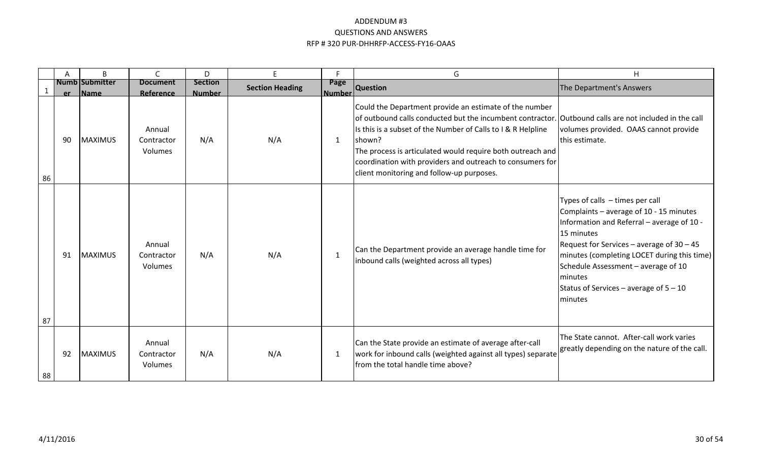ADDENDUM #3
QUESTIONS AND ANSWERS
RFP # 320 PUR-DHHRFP-ACCESS-FY16-OAAS

| | A | B | C | D | E | F | G | H |
|---|---|---|---|---|---|---|---|---|
| 1 | Number | Submitter Name | Document Reference | Section Number | Section Heading | Page Number | Question | The Department's Answers |
| 86 | 90 | MAXIMUS | Annual Contractor Volumes | N/A | N/A | 1 | Could the Department provide an estimate of the number of outbound calls conducted but the incumbent contractor. Is this is a subset of the Number of Calls to I & R Helpline shown?<br>The process is articulated would require both outreach and coordination with providers and outreach to consumers for client monitoring and follow-up purposes. | Outbound calls are not included in the call volumes provided. OAAS cannot provide this estimate. |
| 87 | 91 | MAXIMUS | Annual Contractor Volumes | N/A | N/A | 1 | Can the Department provide an average handle time for inbound calls (weighted across all types) | Types of calls – times per call<br>Complaints – average of 10 - 15 minutes<br>Information and Referral – average of 10 - 15 minutes<br>Request for Services – average of 30 – 45 minutes (completing LOCET during this time)<br>Schedule Assessment – average of 10 minutes<br>Status of Services – average of 5 – 10 minutes |
| 88 | 92 | MAXIMUS | Annual Contractor Volumes | N/A | N/A | 1 | Can the State provide an estimate of average after-call work for inbound calls (weighted against all types) separate from the total handle time above? | The State cannot. After-call work varies greatly depending on the nature of the call. |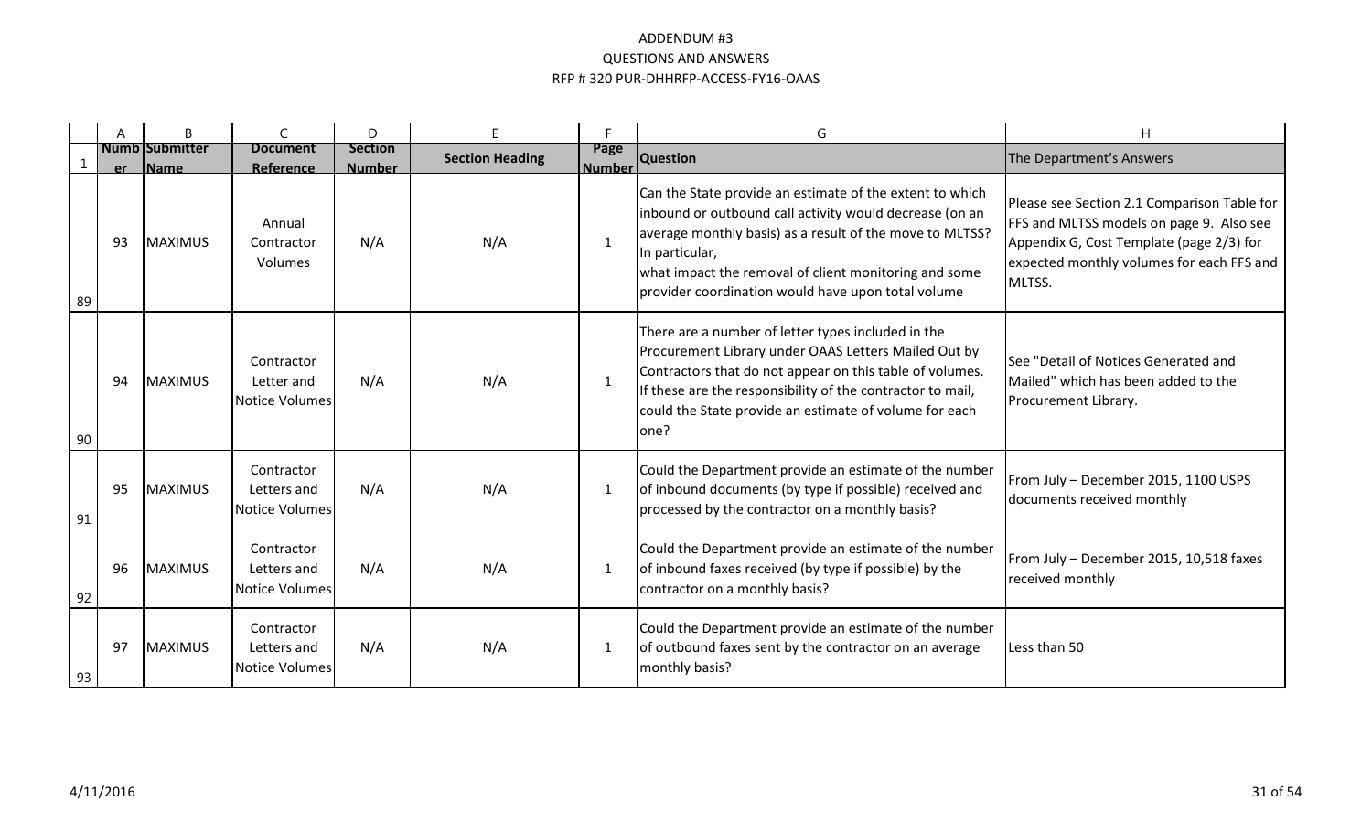# ADDENDUM #3
## QUESTIONS AND ANSWERS
## RFP # 320 PUR-DHHRFP-ACCESS-FY16-OAAS

| | A | B | C | D | E | F | G | H |
|---|---|---|---|---|---|---|---|---|
| 1 | Number | Submitter Name | Document Reference | Section Number | Section Heading | Page Number | Question | The Department's Answers |
| 89 | 93 | MAXIMUS | Annual Contractor Volumes | N/A | N/A | 1 | Can the State provide an estimate of the extent to which inbound or outbound call activity would decrease (on an average monthly basis) as a result of the move to MLTSS? In particular, what impact the removal of client monitoring and some provider coordination would have upon total volume | Please see Section 2.1 Comparison Table for FFS and MLTSS models on page 9. Also see Appendix G, Cost Template (page 2/3) for expected monthly volumes for each FFS and MLTSS. |
| 90 | 94 | MAXIMUS | Contractor Letter and Notice Volumes | N/A | N/A | 1 | There are a number of letter types included in the Procurement Library under OAAS Letters Mailed Out by Contractors that do not appear on this table of volumes. If these are the responsibility of the contractor to mail, could the State provide an estimate of volume for each one? | See "Detail of Notices Generated and Mailed" which has been added to the Procurement Library. |
| 91 | 95 | MAXIMUS | Contractor Letters and Notice Volumes | N/A | N/A | 1 | Could the Department provide an estimate of the number of inbound documents (by type if possible) received and processed by the contractor on a monthly basis? | From July – December 2015, 1100 USPS documents received monthly |
| 92 | 96 | MAXIMUS | Contractor Letters and Notice Volumes | N/A | N/A | 1 | Could the Department provide an estimate of the number of inbound faxes received (by type if possible) by the contractor on a monthly basis? | From July – December 2015, 10,518 faxes received monthly |
| 93 | 97 | MAXIMUS | Contractor Letters and Notice Volumes | N/A | N/A | 1 | Could the Department provide an estimate of the number of outbound faxes sent by the contractor on an average monthly basis? | Less than 50 |

4/11/2016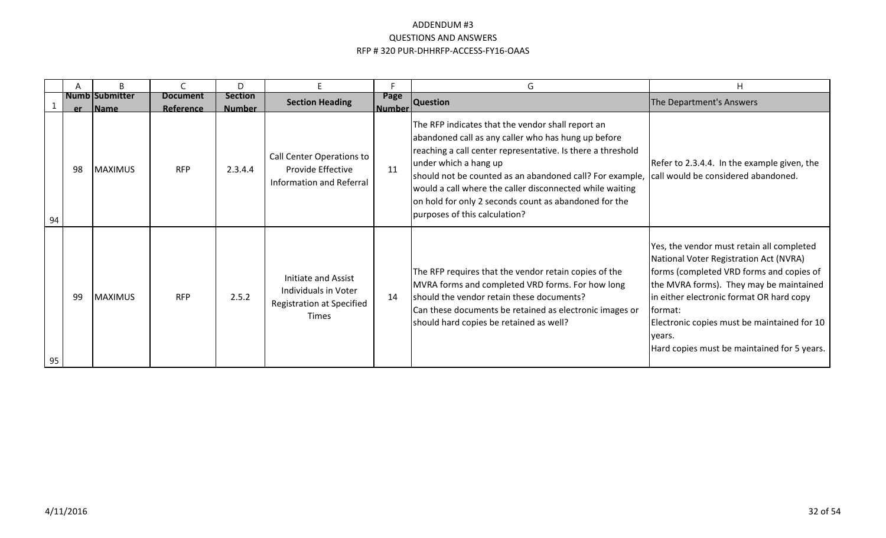# ADDENDUM #3

## QUESTIONS AND ANSWERS

## RFP # 320 PUR-DHHRFP-ACCESS-FY16-OAAS

| | A | B | C | D | E | F | G | H |
|---|---|---|---|---|---|---|---|---|
| 1 | Number | Submitter Name | Document Reference | Section Number | Section Heading | Page Number | Question | The Department's Answers |
| 94 | 98 | MAXIMUS | RFP | 2.3.4.4 | Call Center Operations to Provide Effective Information and Referral | 11 | The RFP indicates that the vendor shall report an abandoned call as any caller who has hung up before reaching a call center representative. Is there a threshold under which a hang up should not be counted as an abandoned call? For example, would a call where the caller disconnected while waiting on hold for only 2 seconds count as abandoned for the purposes of this calculation? | Refer to 2.3.4.4. In the example given, the call would be considered abandoned. |
| 95 | 99 | MAXIMUS | RFP | 2.5.2 | Initiate and Assist Individuals in Voter Registration at Specified Times | 14 | The RFP requires that the vendor retain copies of the MVRA forms and completed VRD forms. For how long should the vendor retain these documents? Can these documents be retained as electronic images or should hard copies be retained as well? | Yes, the vendor must retain all completed National Voter Registration Act (NVRA) forms (completed VRD forms and copies of the MVRA forms). They may be maintained in either electronic format OR hard copy format: Electronic copies must be maintained for 10 years. Hard copies must be maintained for 5 years. |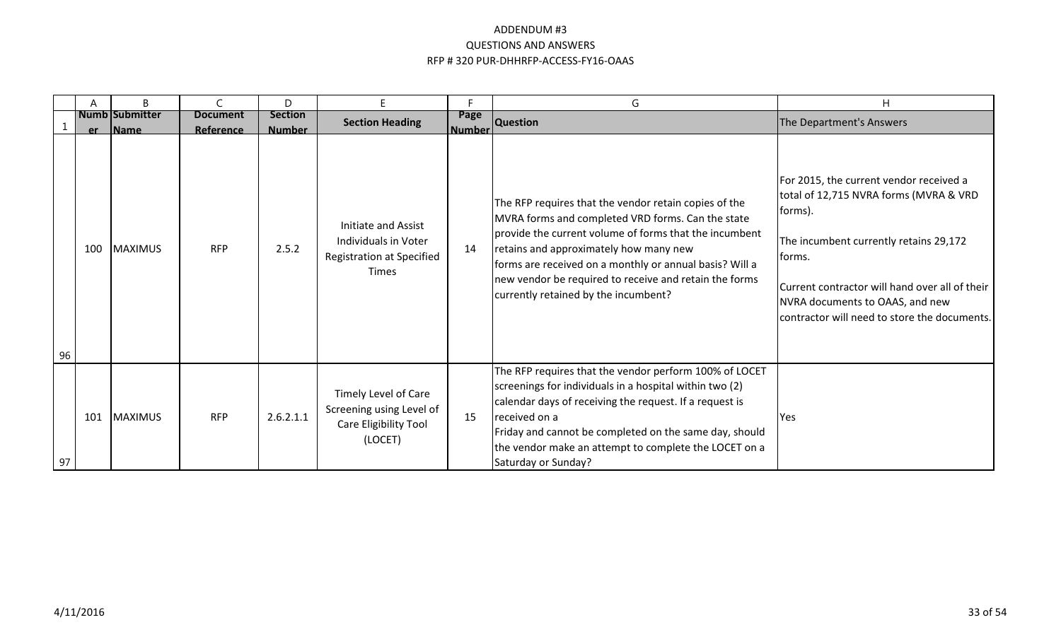# ADDENDUM #3
## QUESTIONS AND ANSWERS
## RFP # 320 PUR-DHHRFP-ACCESS-FY16-OAAS

| | A | B | C | D | E | F | G | H |
|---|---|---|---|---|---|---|---|---|
| 1 | Number | Submitter Name | Document Reference | Section Number | Section Heading | Page Number | Question | The Department's Answers |
| 96 | 100 | MAXIMUS | RFP | 2.5.2 | Initiate and Assist Individuals in Voter Registration at Specified Times | 14 | The RFP requires that the vendor retain copies of the MVRA forms and completed VRD forms. Can the state provide the current volume of forms that the incumbent retains and approximately how many new forms are received on a monthly or annual basis? Will a new vendor be required to receive and retain the forms currently retained by the incumbent? | For 2015, the current vendor received a total of 12,715 NVRA forms (MVRA & VRD forms).<br><br>The incumbent currently retains 29,172 forms.<br><br>Current contractor will hand over all of their NVRA documents to OAAS, and new contractor will need to store the documents. |
| 97 | 101 | MAXIMUS | RFP | 2.6.2.1.1 | Timely Level of Care Screening using Level of Care Eligibility Tool (LOCET) | 15 | The RFP requires that the vendor perform 100% of LOCET screenings for individuals in a hospital within two (2) calendar days of receiving the request. If a request is received on a Friday and cannot be completed on the same day, should the vendor make an attempt to complete the LOCET on a Saturday or Sunday? | Yes |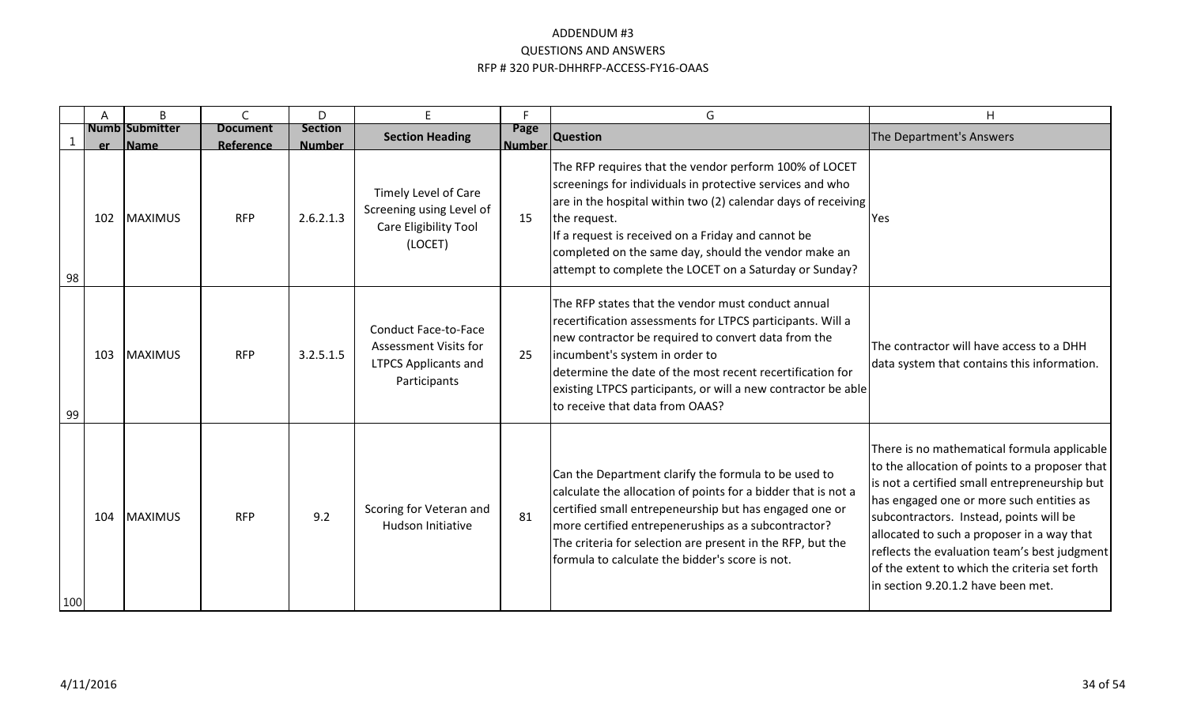# ADDENDUM #3
## QUESTIONS AND ANSWERS
## RFP # 320 PUR-DHHRFP-ACCESS-FY16-OAAS

| | A | B | C | D | E | F | G | H |
|---|---|---|---|---|---|---|---|---|
| 1 | Number | Submitter Name | Document Reference | Section Number | Section Heading | Page Number | Question | The Department's Answers |
| 98 | 102 | MAXIMUS | RFP | 2.6.2.1.3 | Timely Level of Care Screening using Level of Care Eligibility Tool (LOCET) | 15 | The RFP requires that the vendor perform 100% of LOCET screenings for individuals in protective services and who are in the hospital within two (2) calendar days of receiving the request. If a request is received on a Friday and cannot be completed on the same day, should the vendor make an attempt to complete the LOCET on a Saturday or Sunday? | Yes |
| 99 | 103 | MAXIMUS | RFP | 3.2.5.1.5 | Conduct Face-to-Face Assessment Visits for LTPCS Applicants and Participants | 25 | The RFP states that the vendor must conduct annual recertification assessments for LTPCS participants. Will a new contractor be required to convert data from the incumbent's system in order to determine the date of the most recent recertification for existing LTPCS participants, or will a new contractor be able to receive that data from OAAS? | The contractor will have access to a DHH data system that contains this information. |
| 100 | 104 | MAXIMUS | RFP | 9.2 | Scoring for Veteran and Hudson Initiative | 81 | Can the Department clarify the formula to be used to calculate the allocation of points for a bidder that is not a certified small entrepeneurship but has engaged one or more certified entrepeneruships as a subcontractor? The criteria for selection are present in the RFP, but the formula to calculate the bidder's score is not. | There is no mathematical formula applicable to the allocation of points to a proposer that is not a certified small entrepreneurship but has engaged one or more such entities as subcontractors. Instead, points will be allocated to such a proposer in a way that reflects the evaluation team's best judgment of the extent to which the criteria set forth in section 9.20.1.2 have been met. |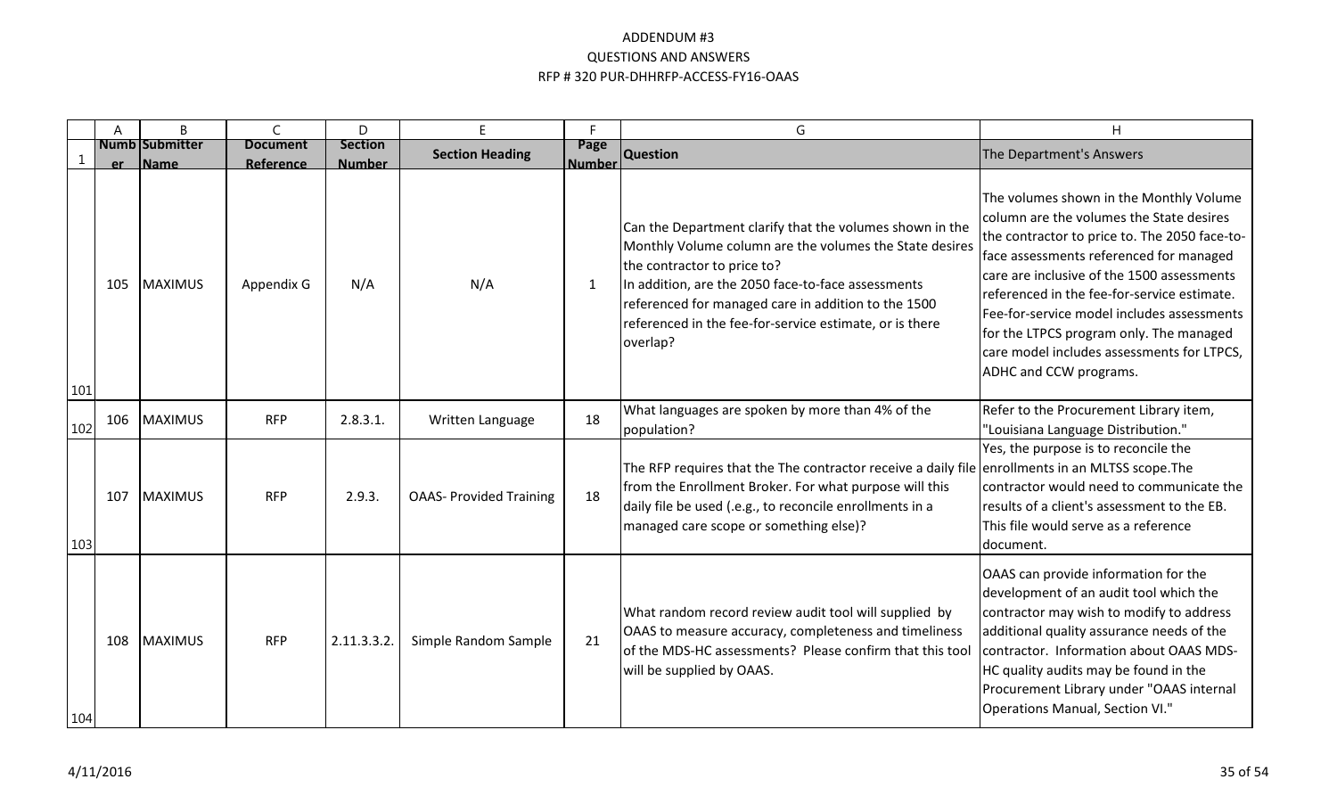# ADDENDUM #3
## QUESTIONS AND ANSWERS
## RFP # 320 PUR-DHHRFP-ACCESS-FY16-OAAS

| | A | B | C | D | E | F | G | H |
|---|---|---|---|---|---|---|---|---|
| 1 | Number | Submitter Name | Document Reference | Section Number | Section Heading | Page Number | Question | The Department's Answers |
| 101 | 105 | MAXIMUS | Appendix G | N/A | N/A | 1 | Can the Department clarify that the volumes shown in the Monthly Volume column are the volumes the State desires the contractor to price to?<br>In addition, are the 2050 face-to-face assessments referenced for managed care in addition to the 1500 referenced in the fee-for-service estimate, or is there overlap? | The volumes shown in the Monthly Volume column are the volumes the State desires the contractor to price to. The 2050 face-to-face assessments referenced for managed care are inclusive of the 1500 assessments referenced in the fee-for-service estimate. Fee-for-service model includes assessments for the LTPCS program only. The managed care model includes assessments for LTPCS, ADHC and CCW programs. |
| 102 | 106 | MAXIMUS | RFP | 2.8.3.1. | Written Language | 18 | What languages are spoken by more than 4% of the population? | Refer to the Procurement Library item, "Louisiana Language Distribution." |
| 103 | 107 | MAXIMUS | RFP | 2.9.3. | OAAS- Provided Training | 18 | The RFP requires that the The contractor receive a daily file from the Enrollment Broker. For what purpose will this daily file be used (e.g., to reconcile enrollments in a managed care scope or something else)? | Yes, the purpose is to reconcile the enrollments in an MLTSS scope.The contractor would need to communicate the results of a client's assessment to the EB. This file would serve as a reference document. |
| 104 | 108 | MAXIMUS | RFP | 2.11.3.3.2. | Simple Random Sample | 21 | What random record review audit tool will supplied by OAAS to measure accuracy, completeness and timeliness of the MDS-HC assessments? Please confirm that this tool will be supplied by OAAS. | OAAS can provide information for the development of an audit tool which the contractor may wish to modify to address additional quality assurance needs of the contractor. Information about OAAS MDS-HC quality audits may be found in the Procurement Library under "OAAS internal Operations Manual, Section VI." |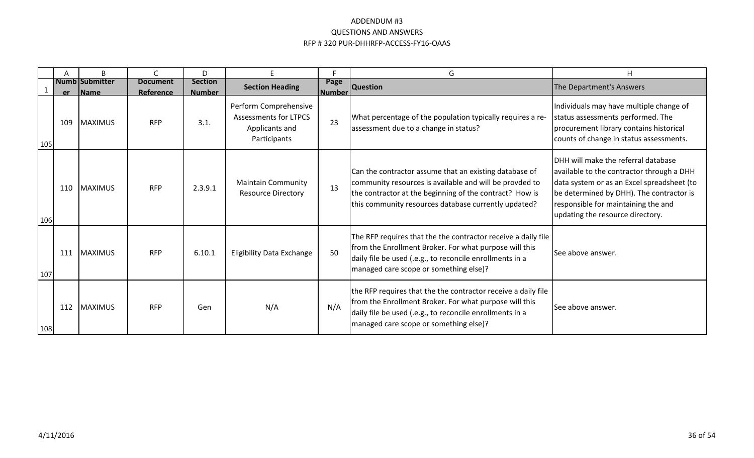# ADDENDUM #3
## QUESTIONS AND ANSWERS
## RFP # 320 PUR-DHHRFP-ACCESS-FY16-OAAS

| | A | B | C | D | E | F | G | H |
|---|---|---|---|---|---|---|---|---|
| 1 | Number | Submitter Name | Document Reference | Section Number | Section Heading | Page Number | Question | The Department's Answers |
| 105 | 109 | MAXIMUS | RFP | 3.1. | Perform Comprehensive Assessments for LTPCS Applicants and Participants | 23 | What percentage of the population typically requires a re-assessment due to a change in status? | Individuals may have multiple change of status assessments performed. The procurement library contains historical counts of change in status assessments. |
| 106 | 110 | MAXIMUS | RFP | 2.3.9.1 | Maintain Community Resource Directory | 13 | Can the contractor assume that an existing database of community resources is available and will be provded to the contractor at the beginning of the contract? How is this community resources database currently updated? | DHH will make the referral database available to the contractor through a DHH data system or as an Excel spreadsheet (to be determined by DHH). The contractor is responsible for maintaining the and updating the resource directory. |
| 107 | 111 | MAXIMUS | RFP | 6.10.1 | Eligibility Data Exchange | 50 | The RFP requires that the the contractor receive a daily file from the Enrollment Broker. For what purpose will this daily file be used (.e.g., to reconcile enrollments in a managed care scope or something else)? | See above answer. |
| 108 | 112 | MAXIMUS | RFP | Gen | N/A | N/A | the RFP requires that the the contractor receive a daily file from the Enrollment Broker. For what purpose will this daily file be used (.e.g., to reconcile enrollments in a managed care scope or something else)? | See above answer. |

4/11/2016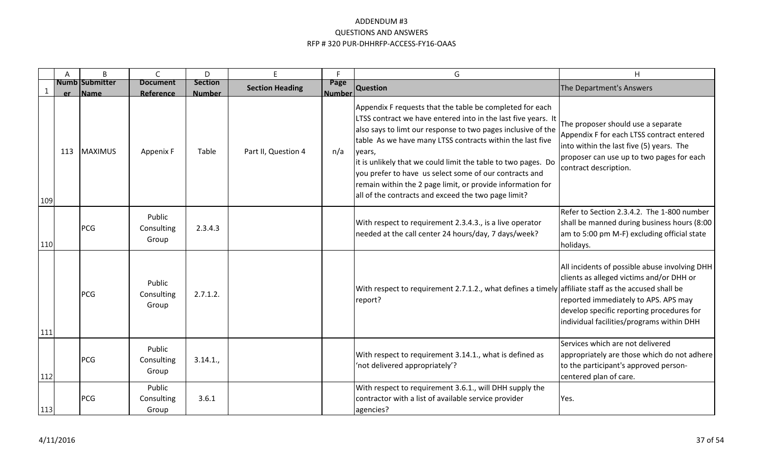# ADDENDUM #3
## QUESTIONS AND ANSWERS
## RFP # 320 PUR-DHHRFP-ACCESS-FY16-OAAS

| | A | B | C | D | E | F | G | H |
|---|---|---|---|---|---|---|---|---|
| 1 | Number | Submitter Name | Document Reference | Section Number | Section Heading | Page Number | Question | The Department's Answers |
| 109 | 113 | MAXIMUS | Appenix F | Table | Part II, Question 4 | n/a | Appendix F requests that the table be completed for each LTSS contract we have entered into in the last five years. It also says to limt our response to two pages inclusive of the table As we have many LTSS contracts within the last five years, it is unlikely that we could limit the table to two pages. Do you prefer to have us select some of our contracts and remain within the 2 page limit, or provide information for all of the contracts and exceed the two page limit? | The proposer should use a separate Appendix F for each LTSS contract entered into within the last five (5) years. The proposer can use up to two pages for each contract description. |
| 110 | | PCG | Public Consulting Group | 2.3.4.3 | | | With respect to requirement 2.3.4.3., is a live operator needed at the call center 24 hours/day, 7 days/week? | Refer to Section 2.3.4.2. The 1-800 number shall be manned during business hours (8:00 am to 5:00 pm M-F) excluding official state holidays. |
| 111 | | PCG | Public Consulting Group | 2.7.1.2. | | | With respect to requirement 2.7.1.2., what defines a timely report? | All incidents of possible abuse involving DHH clients as alleged victims and/or DHH or affiliate staff as the accused shall be reported immediately to APS. APS may develop specific reporting procedures for individual facilities/programs within DHH |
| 112 | | PCG | Public Consulting Group | 3.14.1., | | | With respect to requirement 3.14.1., what is defined as 'not delivered appropriately'? | Services which are not delivered appropriately are those which do not adhere to the participant's approved person-centered plan of care. |
| 113 | | PCG | Public Consulting Group | 3.6.1 | | | With respect to requirement 3.6.1., will DHH supply the contractor with a list of available service provider agencies? | Yes. |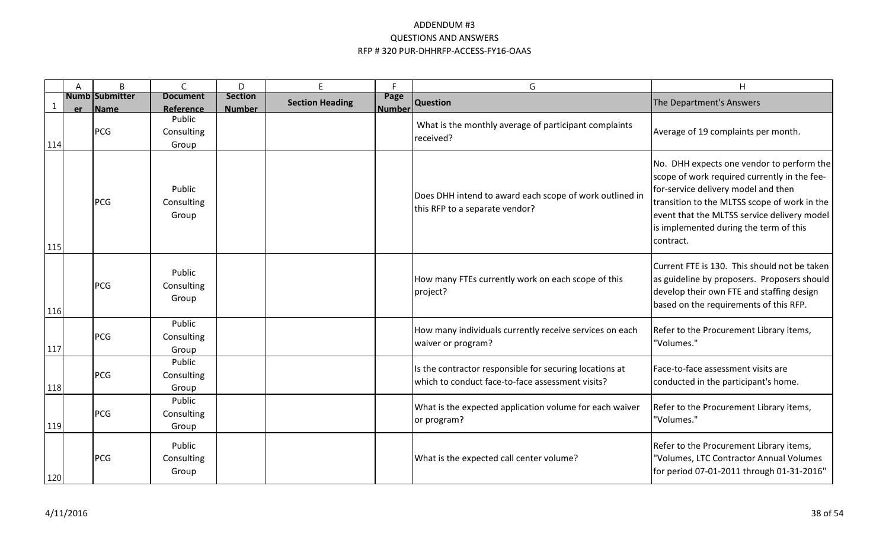# ADDENDUM #3

## QUESTIONS AND ANSWERS

## RFP # 320 PUR-DHHRFP-ACCESS-FY16-OAAS

| | A | B | C | D | E | F | G | H |
|---|---|---|---|---|---|---|---|---|
| 1 | Number | Submitter Name | Document Reference | Section Number | Section Heading | Page Number | Question | The Department's Answers |
| 114 | | PCG | Public Consulting Group | | | | What is the monthly average of participant complaints received? | Average of 19 complaints per month. |
| 115 | | PCG | Public Consulting Group | | | | Does DHH intend to award each scope of work outlined in this RFP to a separate vendor? | No. DHH expects one vendor to perform the scope of work required currently in the fee-for-service delivery model and then transition to the MLTSS scope of work in the event that the MLTSS service delivery model is implemented during the term of this contract. |
| 116 | | PCG | Public Consulting Group | | | | How many FTEs currently work on each scope of this project? | Current FTE is 130. This should not be taken as guideline by proposers. Proposers should develop their own FTE and staffing design based on the requirements of this RFP. |
| 117 | | PCG | Public Consulting Group | | | | How many individuals currently receive services on each waiver or program? | Refer to the Procurement Library items, "Volumes." |
| 118 | | PCG | Public Consulting Group | | | | Is the contractor responsible for securing locations at which to conduct face-to-face assessment visits? | Face-to-face assessment visits are conducted in the participant's home. |
| 119 | | PCG | Public Consulting Group | | | | What is the expected application volume for each waiver or program? | Refer to the Procurement Library items, "Volumes." |
| 120 | | PCG | Public Consulting Group | | | | What is the expected call center volume? | Refer to the Procurement Library items, "Volumes, LTC Contractor Annual Volumes for period 07-01-2011 through 01-31-2016" |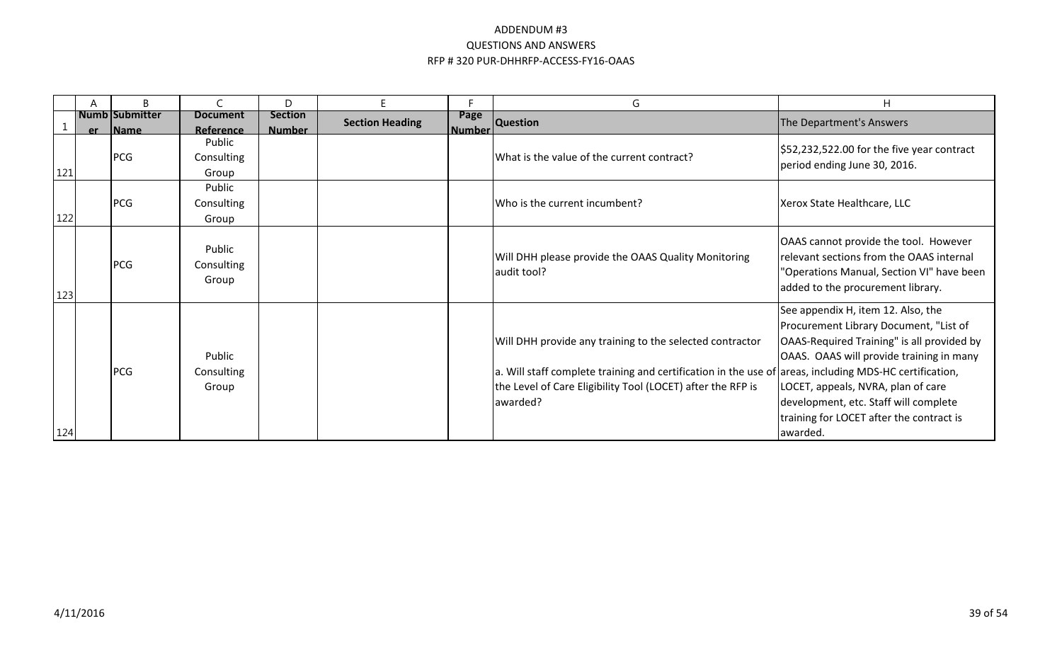# ADDENDUM #3

## QUESTIONS AND ANSWERS

## RFP # 320 PUR-DHHRFP-ACCESS-FY16-OAAS

| | A | B | C | D | E | F | G | H |
|---|---|---|---|---|---|---|---|---|
| 1 | Number | Submitter Name | Document Reference | Section Number | Section Heading | Page Number | Question | The Department's Answers |
| 121 | | PCG | Public Consulting Group | | | | What is the value of the current contract? | $52,232,522.00 for the five year contract period ending June 30, 2016. |
| 122 | | PCG | Public Consulting Group | | | | Who is the current incumbent? | Xerox State Healthcare, LLC |
| 123 | | PCG | Public Consulting Group | | | | Will DHH please provide the OAAS Quality Monitoring audit tool? | OAAS cannot provide the tool. However relevant sections from the OAAS internal "Operations Manual, Section VI" have been added to the procurement library. |
| 124 | | PCG | Public Consulting Group | | | | Will DHH provide any training to the selected contractor<br><br>a. Will staff complete training and certification in the use of the Level of Care Eligibility Tool (LOCET) after the RFP is awarded? | See appendix H, item 12. Also, the Procurement Library Document, "List of OAAS-Required Training" is all provided by OAAS. OAAS will provide training in many areas, including MDS-HC certification, LOCET, appeals, NVRA, plan of care development, etc. Staff will complete training for LOCET after the contract is awarded. |

4/11/2016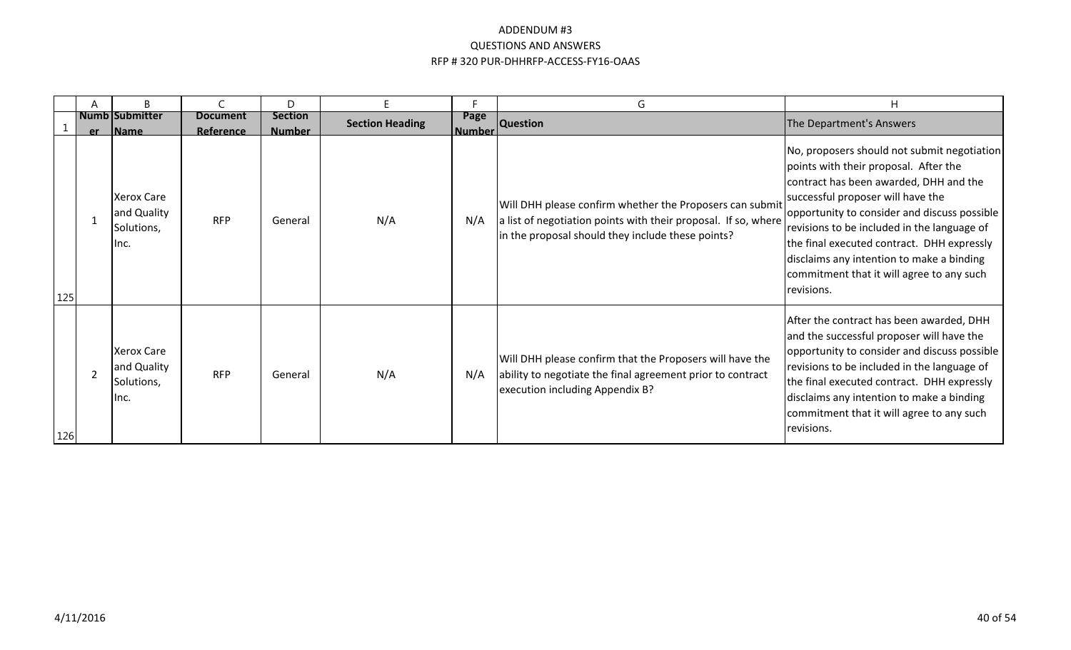# ADDENDUM #3
## QUESTIONS AND ANSWERS
## RFP # 320 PUR-DHHRFP-ACCESS-FY16-OAAS

| Number | Submitter Name | Document Reference | Section Number | Section Heading | Page Number | Question | The Department's Answers |
|---|---|---|---|---|---|---|---|
| 1 | Xerox Care and Quality Solutions, Inc. | RFP | General | N/A | N/A | Will DHH please confirm whether the Proposers can submit a list of negotiation points with their proposal. If so, where in the proposal should they include these points? | No, proposers should not submit negotiation points with their proposal. After the contract has been awarded, DHH and the successful proposer will have the opportunity to consider and discuss possible revisions to be included in the language of the final executed contract. DHH expressly disclaims any intention to make a binding commitment that it will agree to any such revisions. |
| 2 | Xerox Care and Quality Solutions, Inc. | RFP | General | N/A | N/A | Will DHH please confirm that the Proposers will have the ability to negotiate the final agreement prior to contract execution including Appendix B? | After the contract has been awarded, DHH and the successful proposer will have the opportunity to consider and discuss possible revisions to be included in the language of the final executed contract. DHH expressly disclaims any intention to make a binding commitment that it will agree to any such revisions. |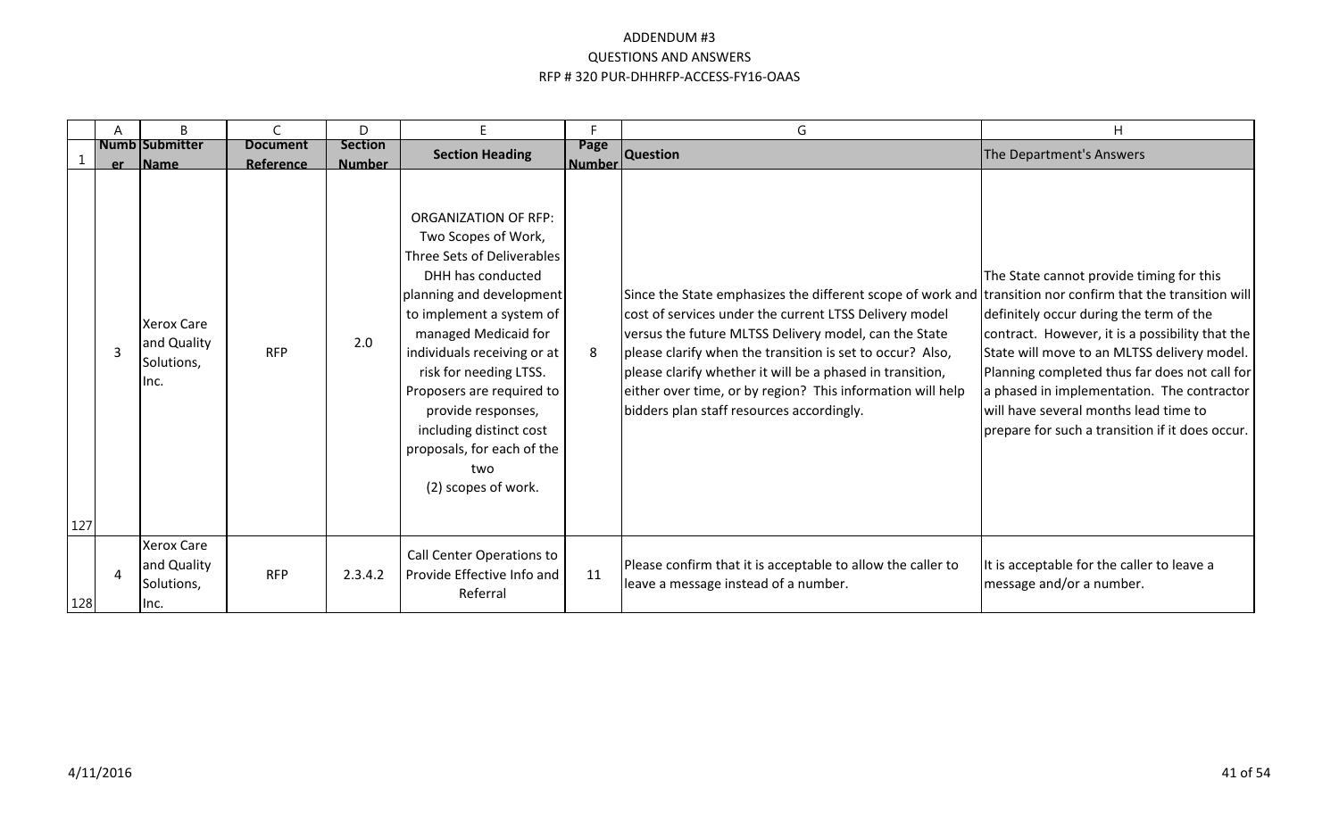# ADDENDUM #3
## QUESTIONS AND ANSWERS
### RFP # 320 PUR-DHHRFP-ACCESS-FY16-OAAS

| | A | B | C | D | E | F | G | H |
|---|---|---|---|---|---|---|---|---|
| 1 | Number | Submitter Name | Document Reference | Section Number | Section Heading | Page Number | Question | The Department's Answers |
| 127 | 3 | Xerox Care and Quality Solutions, Inc. | RFP | 2.0 | ORGANIZATION OF RFP: Two Scopes of Work, Three Sets of Deliverables DHH has conducted planning and development to implement a system of managed Medicaid for individuals receiving or at risk for needing LTSS. Proposers are required to provide responses, including distinct cost proposals, for each of the two (2) scopes of work. | 8 | Since the State emphasizes the different scope of work and cost of services under the current LTSS Delivery model versus the future MLTSS Delivery model, can the State please clarify when the transition is set to occur? Also, please clarify whether it will be a phased in transition, either over time, or by region? This information will help bidders plan staff resources accordingly. | The State cannot provide timing for this transition nor confirm that the transition will definitely occur during the term of the contract. However, it is a possibility that the State will move to an MLTSS delivery model. Planning completed thus far does not call for a phased in implementation. The contractor will have several months lead time to prepare for such a transition if it does occur. |
| 128 | 4 | Xerox Care and Quality Solutions, Inc. | RFP | 2.3.4.2 | Call Center Operations to Provide Effective Info and Referral | 11 | Please confirm that it is acceptable to allow the caller to leave a message instead of a number. | It is acceptable for the caller to leave a message and/or a number. |

4/11/2016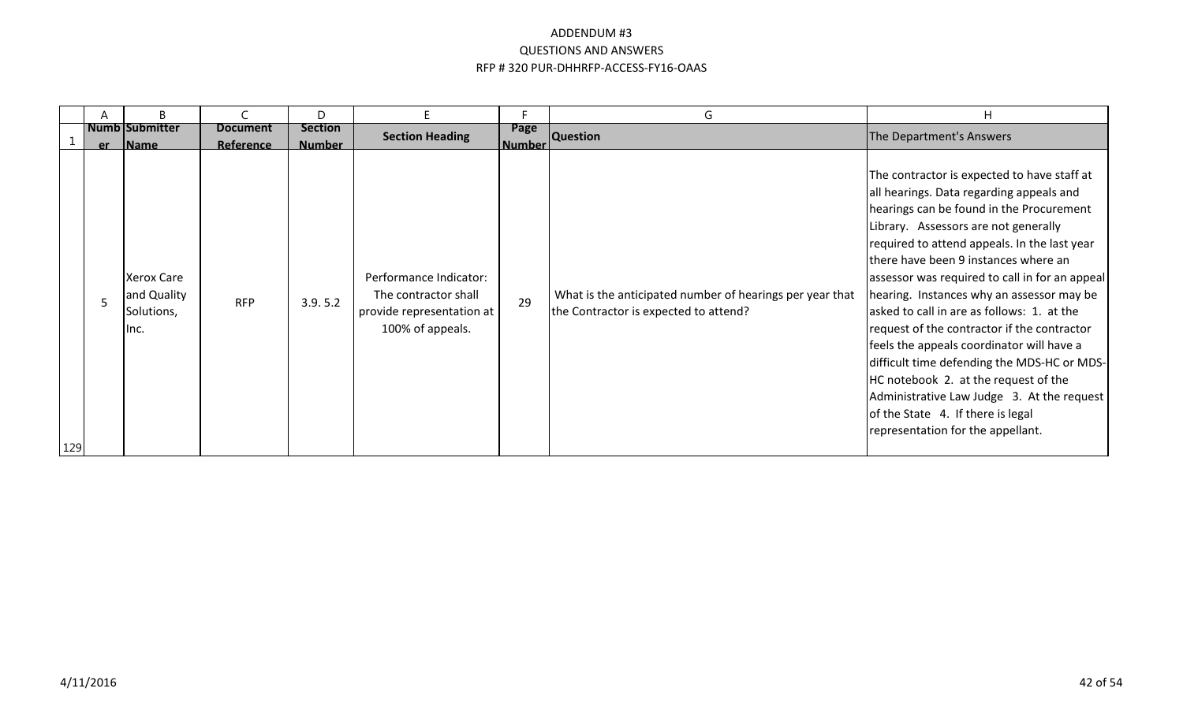# ADDENDUM #3
## QUESTIONS AND ANSWERS
## RFP # 320 PUR-DHHRFP-ACCESS-FY16-OAAS

| Number | Submitter Name | Document Reference | Section Number | Section Heading | Page Number | Question | The Department's Answers |
|---|---|---|---|---|---|---|---|
| 5 | Xerox Care and Quality Solutions, Inc. | RFP | 3.9. 5.2 | Performance Indicator: The contractor shall provide representation at 100% of appeals. | 29 | What is the anticipated number of hearings per year that the Contractor is expected to attend? | The contractor is expected to have staff at all hearings. Data regarding appeals and hearings can be found in the Procurement Library. Assessors are not generally required to attend appeals. In the last year there have been 9 instances where an assessor was required to call in for an appeal hearing. Instances why an assessor may be asked to call in are as follows: 1. at the request of the contractor if the contractor feels the appeals coordinator will have a difficult time defending the MDS-HC or MDS-HC notebook 2. at the request of the Administrative Law Judge 3. At the request of the State 4. If there is legal representation for the appellant. |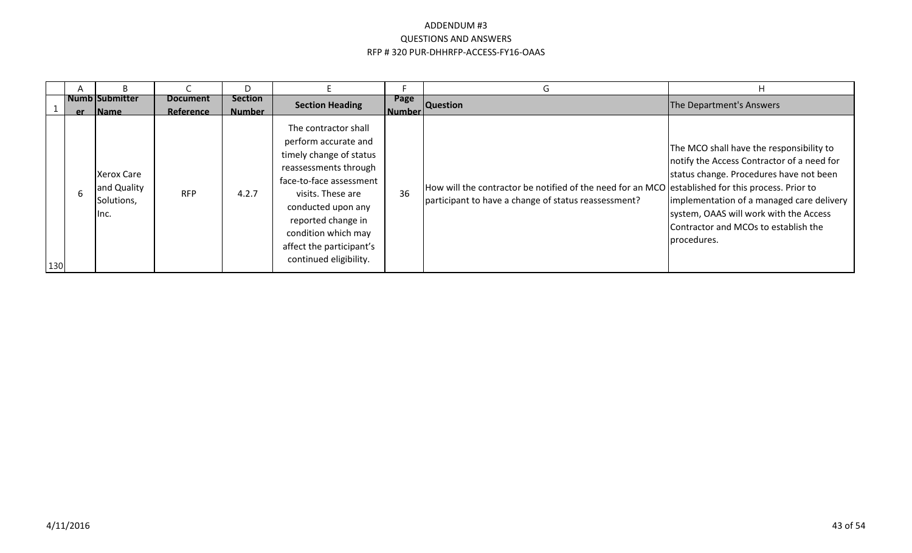ADDENDUM #3
QUESTIONS AND ANSWERS
RFP # 320 PUR-DHHRFP-ACCESS-FY16-OAAS

| Number | Submitter Name | Document Reference | Section Number | Section Heading | Page Number | Question | The Department's Answers |
|---|---|---|---|---|---|---|---|
| 6 | Xerox Care and Quality Solutions, Inc. | RFP | 4.2.7 | The contractor shall perform accurate and timely change of status reassessments through face-to-face assessment visits. These are conducted upon any reported change in condition which may affect the participant's continued eligibility. | 36 | How will the contractor be notified of the need for an MCO participant to have a change of status reassessment? | The MCO shall have the responsibility to notify the Access Contractor of a need for status change. Procedures have not been established for this process. Prior to implementation of a managed care delivery system, OAAS will work with the Access Contractor and MCOs to establish the procedures. |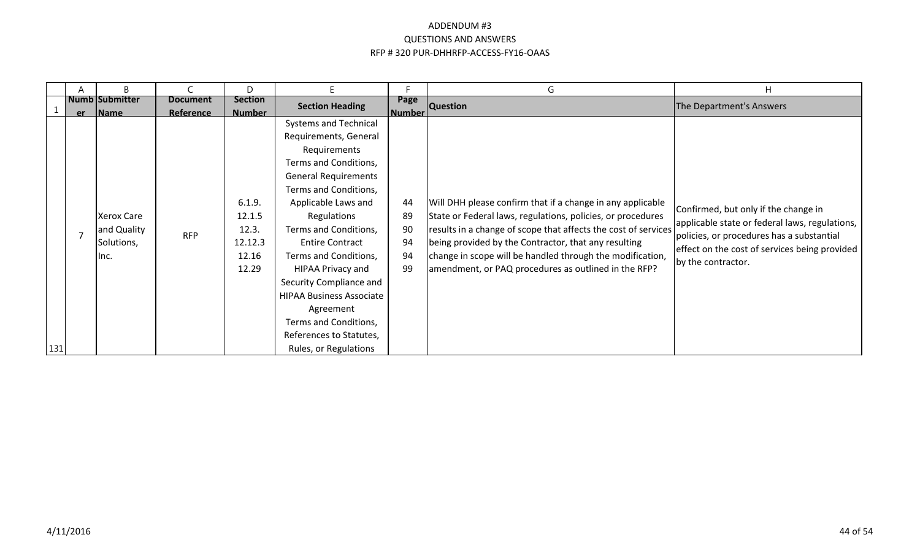# ADDENDUM #3
## QUESTIONS AND ANSWERS
## RFP # 320 PUR-DHHRFP-ACCESS-FY16-OAAS

| | A | B | C | D | E | F | G | H |
|---|---|---|---|---|---|---|---|---|
| 1 | Number | Submitter Name | Document Reference | Section Number | Section Heading | Page Number | Question | The Department's Answers |
| 131 | 7 | Xerox Care and Quality Solutions, Inc. | RFP | 6.1.9.<br>12.1.5<br>12.3.<br>12.12.3<br>12.16<br>12.29 | Systems and Technical Requirements, General Requirements<br>Terms and Conditions, General Requirements<br>Terms and Conditions, Applicable Laws and Regulations<br>Terms and Conditions, Entire Contract<br>Terms and Conditions, HIPAA Privacy and Security Compliance and HIPAA Business Associate Agreement<br>Terms and Conditions, References to Statutes, Rules, or Regulations | 44<br>89<br>90<br>94<br>94<br>99 | Will DHH please confirm that if a change in any applicable State or Federal laws, regulations, policies, or procedures results in a change of scope that affects the cost of services being provided by the Contractor, that any resulting change in scope will be handled through the modification, amendment, or PAQ procedures as outlined in the RFP? | Confirmed, but only if the change in applicable state or federal laws, regulations, policies, or procedures has a substantial effect on the cost of services being provided by the contractor. |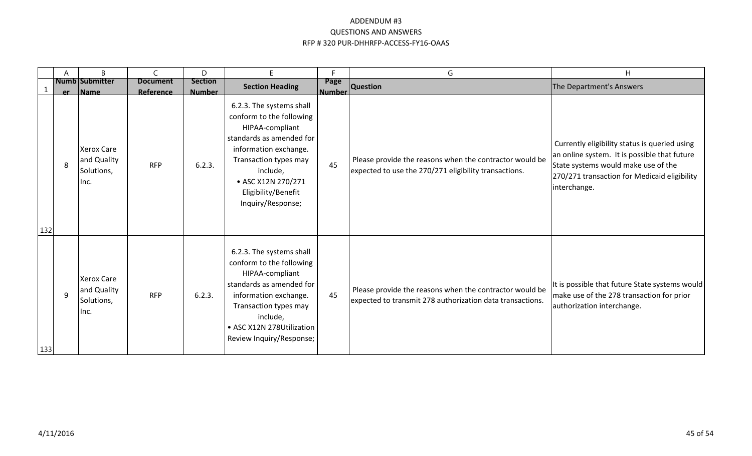# ADDENDUM #3
## QUESTIONS AND ANSWERS
## RFP # 320 PUR-DHHRFP-ACCESS-FY16-OAAS

| Number | Submitter Name | Document Reference | Section Number | Section Heading | Page Number | Question | The Department's Answers |
|---|---|---|---|---|---|---|---|
| 8 | Xerox Care and Quality Solutions, Inc. | RFP | 6.2.3. | 6.2.3. The systems shall conform to the following HIPAA-compliant standards as amended for information exchange. Transaction types may include, • ASC X12N 270/271 Eligibility/Benefit Inquiry/Response; | 45 | Please provide the reasons when the contractor would be expected to use the 270/271 eligibility transactions. | Currently eligibility status is queried using an online system. It is possible that future State systems would make use of the 270/271 transaction for Medicaid eligibility interchange. |
| 9 | Xerox Care and Quality Solutions, Inc. | RFP | 6.2.3. | 6.2.3. The systems shall conform to the following HIPAA-compliant standards as amended for information exchange. Transaction types may include, • ASC X12N 278Utilization Review Inquiry/Response; | 45 | Please provide the reasons when the contractor would be expected to transmit 278 authorization data transactions. | It is possible that future State systems would make use of the 278 transaction for prior authorization interchange. |

4/11/2016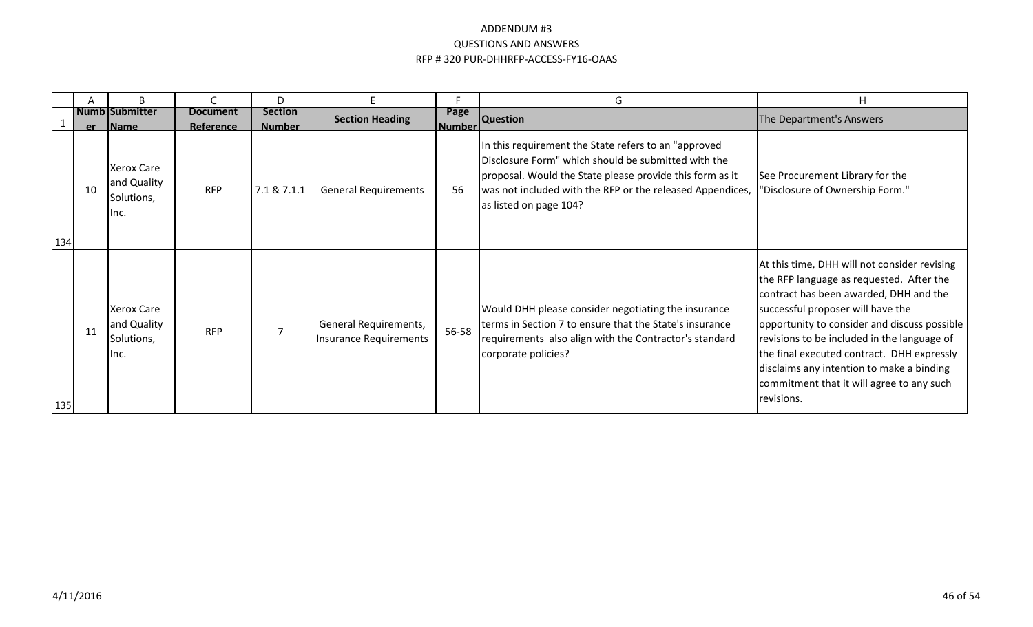# ADDENDUM #3
## QUESTIONS AND ANSWERS
## RFP # 320 PUR-DHHRFP-ACCESS-FY16-OAAS

| | A | B | C | D | E | F | G | H |
|---|---|---|---|---|---|---|---|---|
| 1 | Number | Submitter Name | Document Reference | Section Number | Section Heading | Page Number | Question | The Department's Answers |
| 134 | 10 | Xerox Care and Quality Solutions, Inc. | RFP | 7.1 & 7.1.1 | General Requirements | 56 | In this requirement the State refers to an "approved Disclosure Form" which should be submitted with the proposal. Would the State please provide this form as it was not included with the RFP or the released Appendices, as listed on page 104? | See Procurement Library for the "Disclosure of Ownership Form." |
| 135 | 11 | Xerox Care and Quality Solutions, Inc. | RFP | 7 | General Requirements, Insurance Requirements | 56-58 | Would DHH please consider negotiating the insurance terms in Section 7 to ensure that the State's insurance requirements also align with the Contractor's standard corporate policies? | At this time, DHH will not consider revising the RFP language as requested. After the contract has been awarded, DHH and the successful proposer will have the opportunity to consider and discuss possible revisions to be included in the language of the final executed contract. DHH expressly disclaims any intention to make a binding commitment that it will agree to any such revisions. |

4/11/2016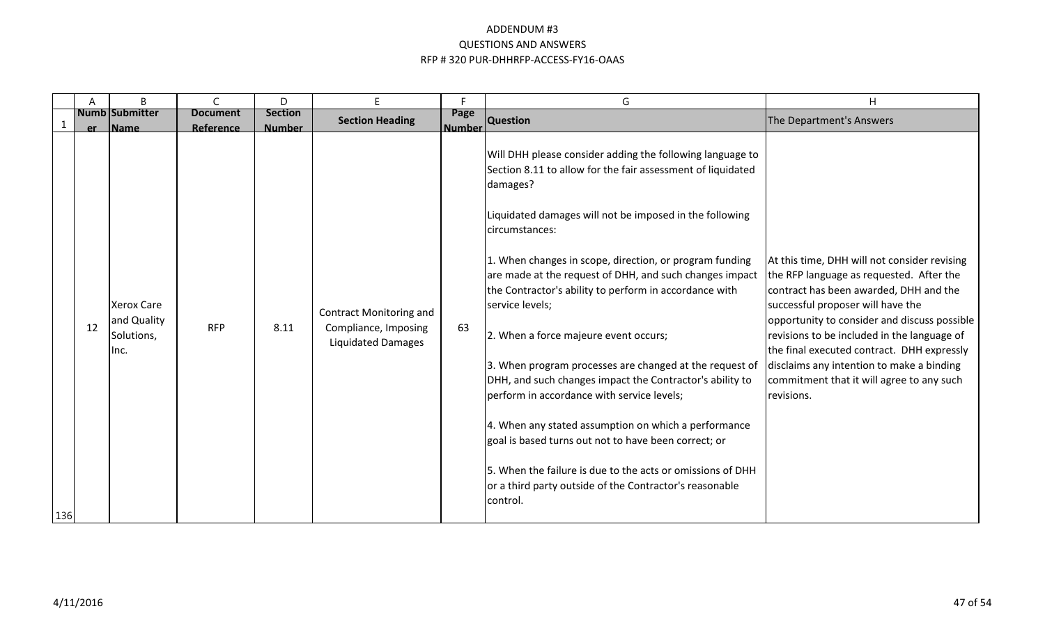# ADDENDUM #3
## QUESTIONS AND ANSWERS
## RFP # 320 PUR-DHHRFP-ACCESS-FY16-OAAS

| Number | Submitter Name | Document Reference | Section Number | Section Heading | Page Number | Question | The Department's Answers |
|---|---|---|---|---|---|---|---|
| 12 | Xerox Care and Quality Solutions, Inc. | RFP | 8.11 | Contract Monitoring and Compliance, Imposing Liquidated Damages | 63 | Will DHH please consider adding the following language to Section 8.11 to allow for the fair assessment of liquidated damages?<br><br>Liquidated damages will not be imposed in the following circumstances:<br><br>1. When changes in scope, direction, or program funding are made at the request of DHH, and such changes impact the Contractor's ability to perform in accordance with service levels;<br><br>2. When a force majeure event occurs;<br><br>3. When program processes are changed at the request of DHH, and such changes impact the Contractor's ability to perform in accordance with service levels;<br><br>4. When any stated assumption on which a performance goal is based turns out not to have been correct; or<br><br>5. When the failure is due to the acts or omissions of DHH or a third party outside of the Contractor's reasonable control. | At this time, DHH will not consider revising the RFP language as requested. After the contract has been awarded, DHH and the successful proposer will have the opportunity to consider and discuss possible revisions to be included in the language of the final executed contract. DHH expressly disclaims any intention to make a binding commitment that it will agree to any such revisions. |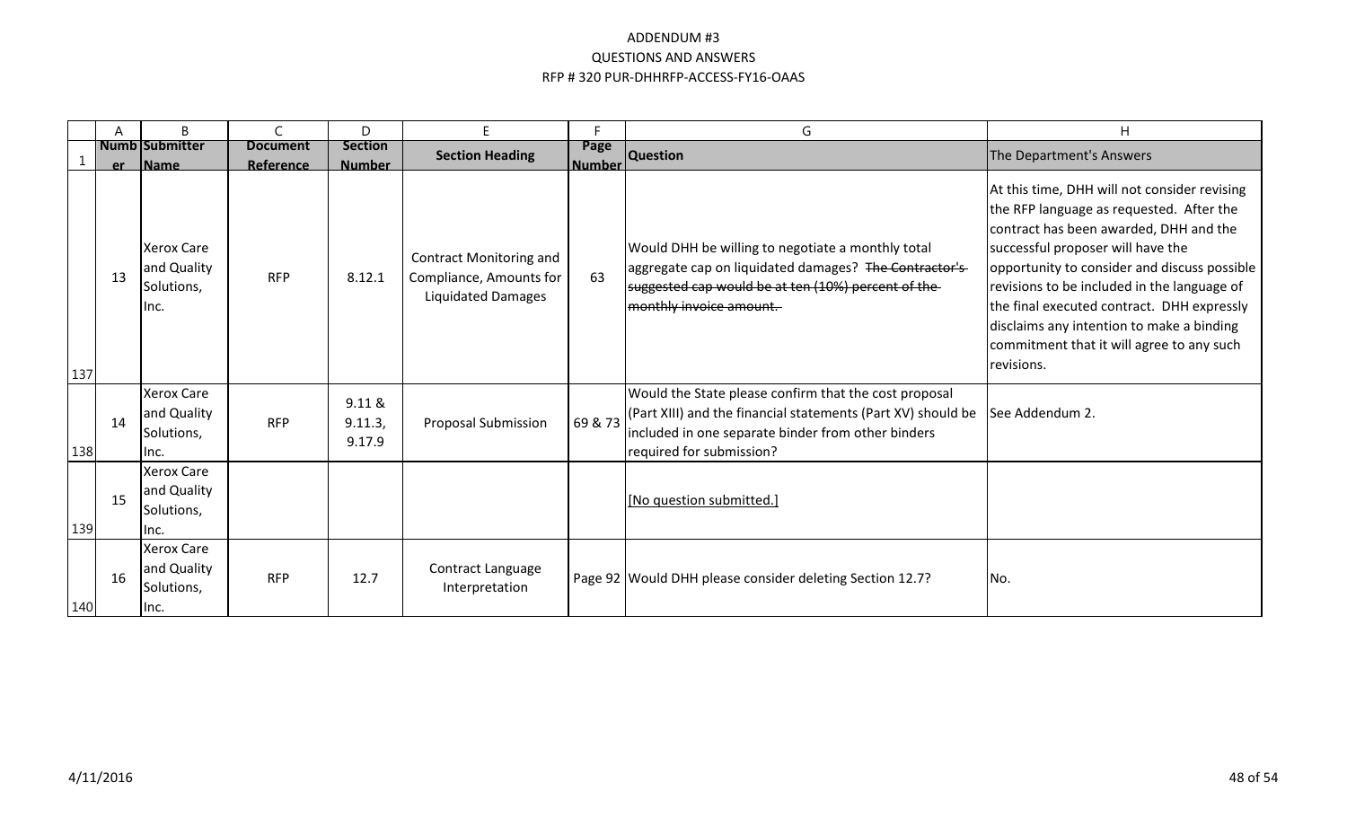# ADDENDUM #3
## QUESTIONS AND ANSWERS
## RFP # 320 PUR-DHHRFP-ACCESS-FY16-OAAS

| | A | B | C | D | E | F | G | H |
|---|---|---|---|---|---|---|---|---|
| 1 | Number | Submitter Name | Document Reference | Section Number | Section Heading | Page Number | Question | The Department's Answers |
| 137 | 13 | Xerox Care and Quality Solutions, Inc. | RFP | 8.12.1 | Contract Monitoring and Compliance, Amounts for Liquidated Damages | 63 | Would DHH be willing to negotiate a monthly total aggregate cap on liquidated damages? ~~The Contractor's suggested cap would be at ten (10%) percent of the monthly invoice amount.~~ | At this time, DHH will not consider revising the RFP language as requested. After the contract has been awarded, DHH and the successful proposer will have the opportunity to consider and discuss possible revisions to be included in the language of the final executed contract. DHH expressly disclaims any intention to make a binding commitment that it will agree to any such revisions. |
| 138 | 14 | Xerox Care and Quality Solutions, Inc. | RFP | 9.11 & 9.11.3, 9.17.9 | Proposal Submission | 69 & 73 | Would the State please confirm that the cost proposal (Part XIII) and the financial statements (Part XV) should be included in one separate binder from other binders required for submission? | See Addendum 2. |
| 139 | 15 | Xerox Care and Quality Solutions, Inc. | | | | | [No question submitted.] | |
| 140 | 16 | Xerox Care and Quality Solutions, Inc. | RFP | 12.7 | Contract Language Interpretation | Page 92 | Would DHH please consider deleting Section 12.7? | No. |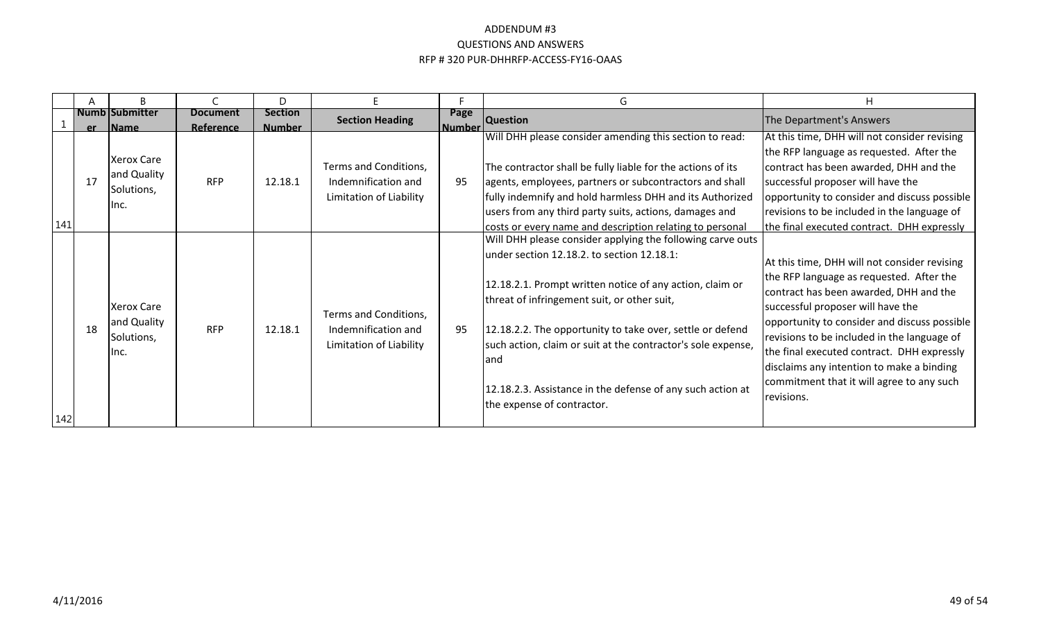# ADDENDUM #3
## QUESTIONS AND ANSWERS
## RFP # 320 PUR-DHHRFP-ACCESS-FY16-OAAS

| | A | B | C | D | E | F | G | H |
|---|---|---|---|---|---|---|---|---|
| 1 | Number | Submitter Name | Document Reference | Section Number | Section Heading | Page Number | Question | The Department's Answers |
| 141 | 17 | Xerox Care and Quality Solutions, Inc. | RFP | 12.18.1 | Terms and Conditions, Indemnification and Limitation of Liability | 95 | Will DHH please consider amending this section to read:<br><br>The contractor shall be fully liable for the actions of its agents, employees, partners or subcontractors and shall fully indemnify and hold harmless DHH and its Authorized users from any third party suits, actions, damages and costs or every name and description relating to personal | At this time, DHH will not consider revising the RFP language as requested. After the contract has been awarded, DHH and the successful proposer will have the opportunity to consider and discuss possible revisions to be included in the language of the final executed contract. DHH expressly |
| 142 | 18 | Xerox Care and Quality Solutions, Inc. | RFP | 12.18.1 | Terms and Conditions, Indemnification and Limitation of Liability | 95 | Will DHH please consider applying the following carve outs under section 12.18.2. to section 12.18.1:<br><br>12.18.2.1. Prompt written notice of any action, claim or threat of infringement suit, or other suit,<br><br>12.18.2.2. The opportunity to take over, settle or defend such action, claim or suit at the contractor's sole expense, and<br><br>12.18.2.3. Assistance in the defense of any such action at the expense of contractor. | At this time, DHH will not consider revising the RFP language as requested. After the contract has been awarded, DHH and the successful proposer will have the opportunity to consider and discuss possible revisions to be included in the language of the final executed contract. DHH expressly disclaims any intention to make a binding commitment that it will agree to any such revisions. |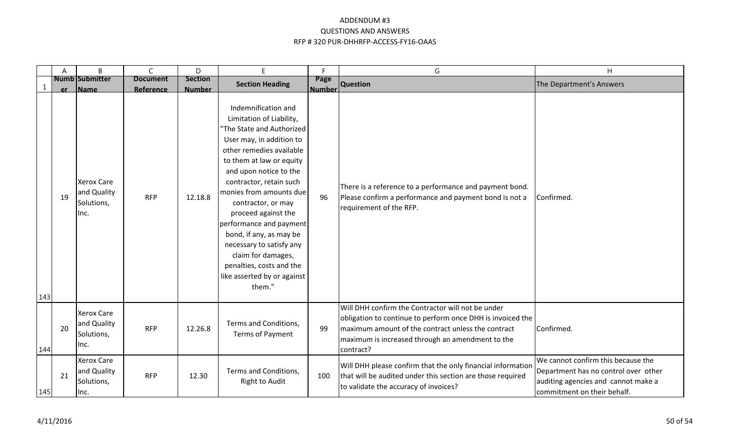# ADDENDUM #3
## QUESTIONS AND ANSWERS
## RFP # 320 PUR-DHHRFP-ACCESS-FY16-OAAS

| | A | B | C | D | E | F | G | H |
|---|---|---|---|---|---|---|---|---|
| 1 | Number | Submitter Name | Document Reference | Section Number | Section Heading | Page Number | Question | The Department's Answers |
| 143 | 19 | Xerox Care and Quality Solutions, Inc. | RFP | 12.18.8 | Indemnification and Limitation of Liability, "The State and Authorized User may, in addition to other remedies available to them at law or equity and upon notice to the contractor, retain such monies from amounts due contractor, or may proceed against the performance and payment bond, if any, as may be necessary to satisfy any claim for damages, penalties, costs and the like asserted by or against them." | 96 | There is a reference to a performance and payment bond. Please confirm a performance and payment bond is not a requirement of the RFP. | Confirmed. |
| 144 | 20 | Xerox Care and Quality Solutions, Inc. | RFP | 12.26.8 | Terms and Conditions, Terms of Payment | 99 | Will DHH confirm the Contractor will not be under obligation to continue to perform once DHH is invoiced the maximum amount of the contract unless the contract maximum is increased through an amendment to the contract? | Confirmed. |
| 145 | 21 | Xerox Care and Quality Solutions, Inc. | RFP | 12.30 | Terms and Conditions, Right to Audit | 100 | Will DHH please confirm that the only financial information that will be audited under this section are those required to validate the accuracy of invoices? | We cannot confirm this because the Department has no control over other auditing agencies and cannot make a commitment on their behalf. |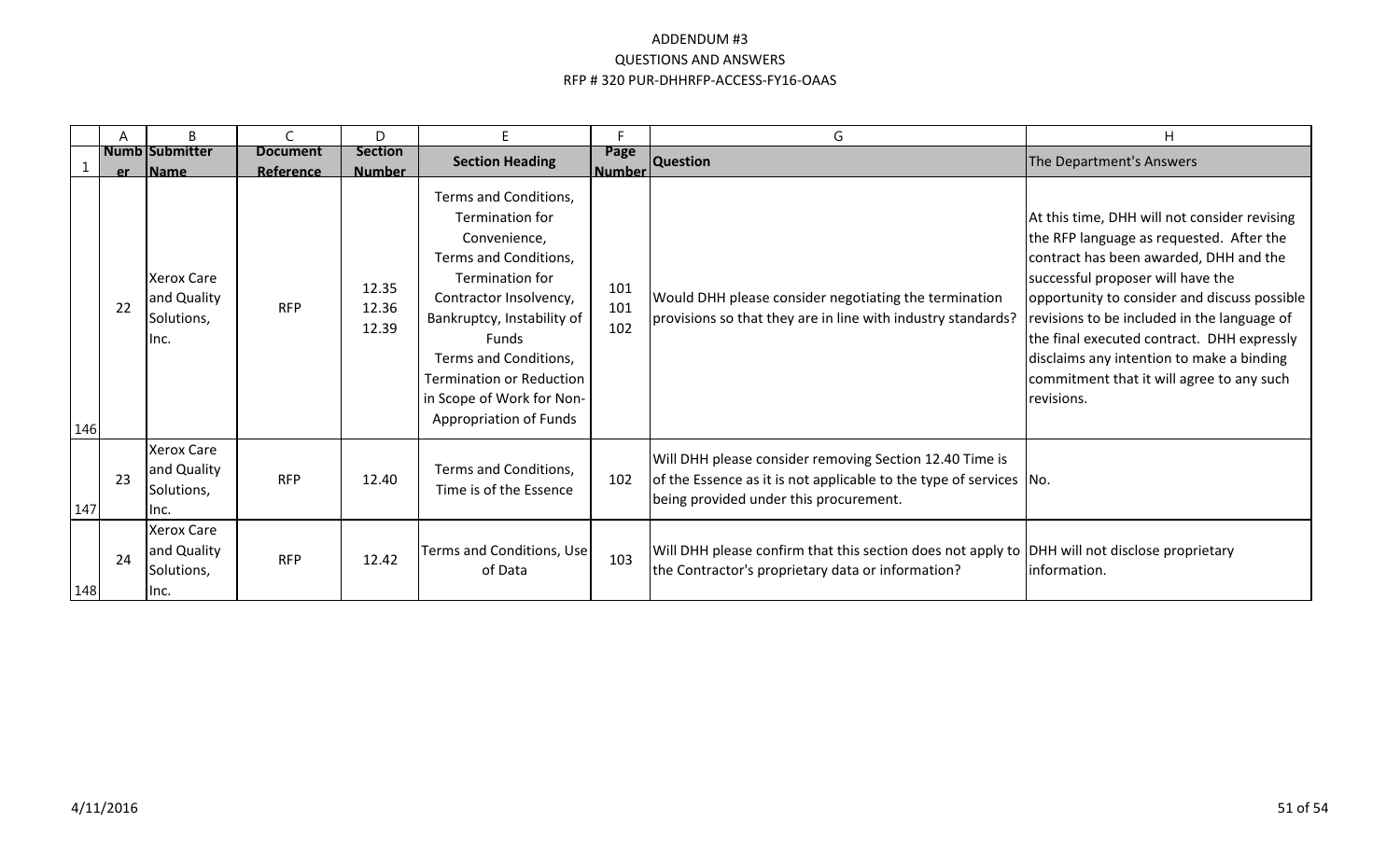# ADDENDUM #3
## QUESTIONS AND ANSWERS
## RFP # 320 PUR-DHHRFP-ACCESS-FY16-OAAS

| | A | B | C | D | E | F | G | H |
|---|---|---|---|---|---|---|---|---|
| 1 | Number | Submitter Name | Document Reference | Section Number | Section Heading | Page Number | Question | The Department's Answers |
| 146 | 22 | Xerox Care and Quality Solutions, Inc. | RFP | 12.35 12.36 12.39 | Terms and Conditions, Termination for Convenience, Terms and Conditions, Termination for Contractor Insolvency, Bankruptcy, Instability of Funds Terms and Conditions, Termination or Reduction in Scope of Work for Non-Appropriation of Funds | 101 101 102 | Would DHH please consider negotiating the termination provisions so that they are in line with industry standards? | At this time, DHH will not consider revising the RFP language as requested. After the contract has been awarded, DHH and the successful proposer will have the opportunity to consider and discuss possible revisions to be included in the language of the final executed contract. DHH expressly disclaims any intention to make a binding commitment that it will agree to any such revisions. |
| 147 | 23 | Xerox Care and Quality Solutions, Inc. | RFP | 12.40 | Terms and Conditions, Time is of the Essence | 102 | Will DHH please consider removing Section 12.40 Time is of the Essence as it is not applicable to the type of services being provided under this procurement. | No. |
| 148 | 24 | Xerox Care and Quality Solutions, Inc. | RFP | 12.42 | Terms and Conditions, Use of Data | 103 | Will DHH please confirm that this section does not apply to the Contractor's proprietary data or information? | DHH will not disclose proprietary information. |

4/11/2016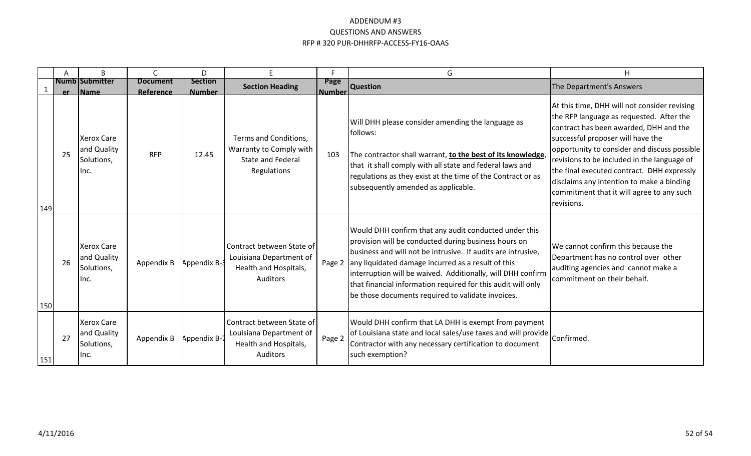ADDENDUM #3
QUESTIONS AND ANSWERS
RFP # 320 PUR-DHHRFP-ACCESS-FY16-OAAS

| | A | B | C | D | E | F | G | H |
|---|---|---|---|---|---|---|---|---|
| 1 | Number | Submitter Name | Document Reference | Section Number | Section Heading | Page Number | Question | The Department's Answers |
| 149 | 25 | Xerox Care and Quality Solutions, Inc. | RFP | 12.45 | Terms and Conditions, Warranty to Comply with State and Federal Regulations | 103 | Will DHH please consider amending the language as follows:<br><br>The contractor shall warrant, **to the best of its knowledge**, that it shall comply with all state and federal laws and regulations as they exist at the time of the Contract or as subsequently amended as applicable. | At this time, DHH will not consider revising the RFP language as requested. After the contract has been awarded, DHH and the successful proposer will have the opportunity to consider and discuss possible revisions to be included in the language of the final executed contract. DHH expressly disclaims any intention to make a binding commitment that it will agree to any such revisions. |
| 150 | 26 | Xerox Care and Quality Solutions, Inc. | Appendix B | Appendix B-3 | Contract between State of Louisiana Department of Health and Hospitals, Auditors | Page 2 | Would DHH confirm that any audit conducted under this provision will be conducted during business hours on business and will not be intrusive. If audits are intrusive, any liquidated damage incurred as a result of this interruption will be waived. Additionally, will DHH confirm that financial information required for this audit will only be those documents required to validate invoices. | We cannot confirm this because the Department has no control over other auditing agencies and cannot make a commitment on their behalf. |
| 151 | 27 | Xerox Care and Quality Solutions, Inc. | Appendix B | Appendix B-7 | Contract between State of Louisiana Department of Health and Hospitals, Auditors | Page 2 | Would DHH confirm that LA DHH is exempt from payment of Louisiana state and local sales/use taxes and will provide Contractor with any necessary certification to document such exemption? | Confirmed. |

4/11/2016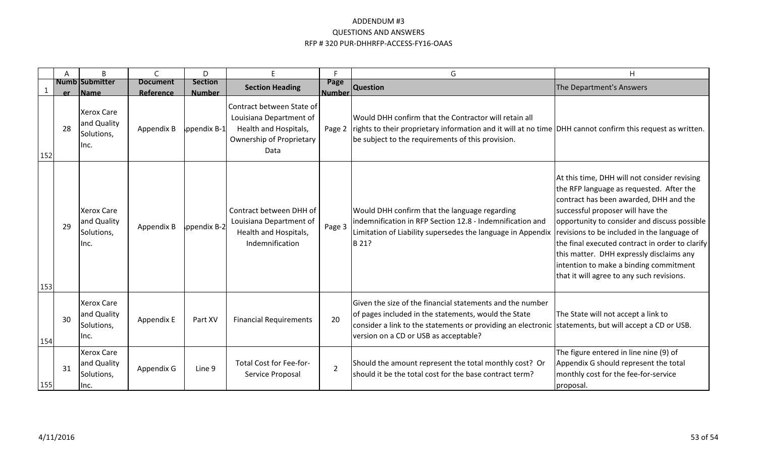# ADDENDUM #3
## QUESTIONS AND ANSWERS
## RFP # 320 PUR-DHHRFP-ACCESS-FY16-OAAS

| | A | B | C | D | E | F | G | H |
|---|---|---|---|---|---|---|---|---|
| 1 | Number | Submitter Name | Document Reference | Section Number | Section Heading | Page Number | Question | The Department's Answers |
| 152 | 28 | Xerox Care and Quality Solutions, Inc. | Appendix B | Appendix B-1 | Contract between State of Louisiana Department of Health and Hospitals, Ownership of Proprietary Data | Page 2 | Would DHH confirm that the Contractor will retain all rights to their proprietary information and it will at no time be subject to the requirements of this provision. | DHH cannot confirm this request as written. |
| 153 | 29 | Xerox Care and Quality Solutions, Inc. | Appendix B | Appendix B-2 | Contract between DHH of Louisiana Department of Health and Hospitals, Indemnification | Page 3 | Would DHH confirm that the language regarding indemnification in RFP Section 12.8 - Indemnification and Limitation of Liability supersedes the language in Appendix B 21? | At this time, DHH will not consider revising the RFP language as requested. After the contract has been awarded, DHH and the successful proposer will have the opportunity to consider and discuss possible revisions to be included in the language of the final executed contract in order to clarify this matter. DHH expressly disclaims any intention to make a binding commitment that it will agree to any such revisions. |
| 154 | 30 | Xerox Care and Quality Solutions, Inc. | Appendix E | Part XV | Financial Requirements | 20 | Given the size of the financial statements and the number of pages included in the statements, would the State consider a link to the statements or providing an electronic version on a CD or USB as acceptable? | The State will not accept a link to statements, but will accept a CD or USB. |
| 155 | 31 | Xerox Care and Quality Solutions, Inc. | Appendix G | Line 9 | Total Cost for Fee-for-Service Proposal | 2 | Should the amount represent the total monthly cost? Or should it be the total cost for the base contract term? | The figure entered in line nine (9) of Appendix G should represent the total monthly cost for the fee-for-service proposal. |

4/11/2016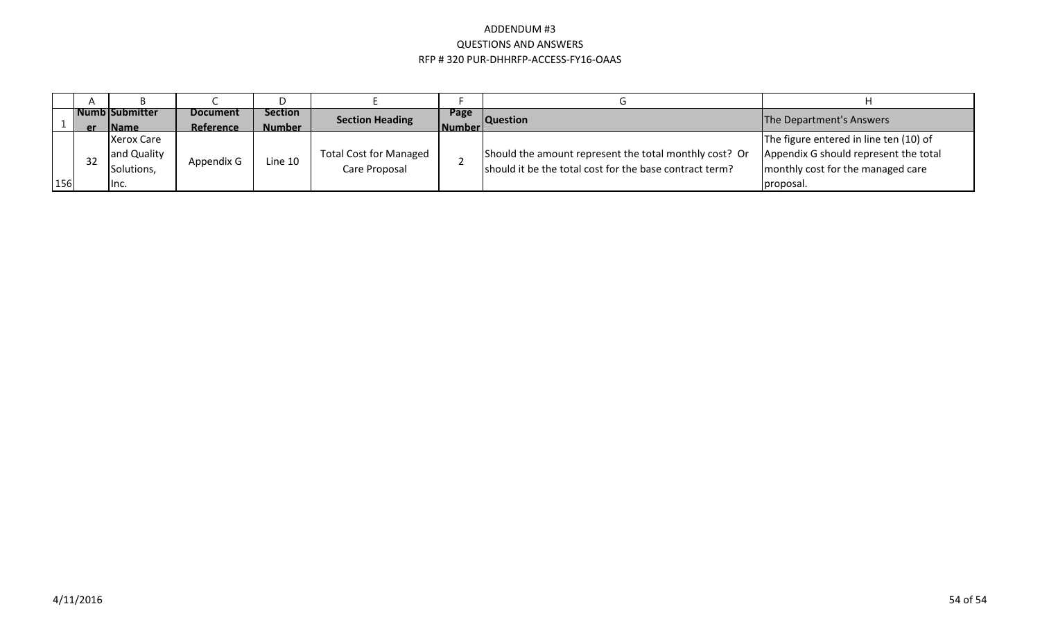ADDENDUM #3
QUESTIONS AND ANSWERS
RFP # 320 PUR-DHHRFP-ACCESS-FY16-OAAS

| | A | B | C | D | E | F | G | H |
|---|---|---|---|---|---|---|---|---|
| 1 | Number | Submitter Name | Document Reference | Section Number | Section Heading | Page Number | Question | The Department's Answers |
| 156 | 32 | Xerox Care and Quality Solutions, Inc. | Appendix G | Line 10 | Total Cost for Managed Care Proposal | 2 | Should the amount represent the total monthly cost? Or should it be the total cost for the base contract term? | The figure entered in line ten (10) of Appendix G should represent the total monthly cost for the managed care proposal. |

4/11/2016